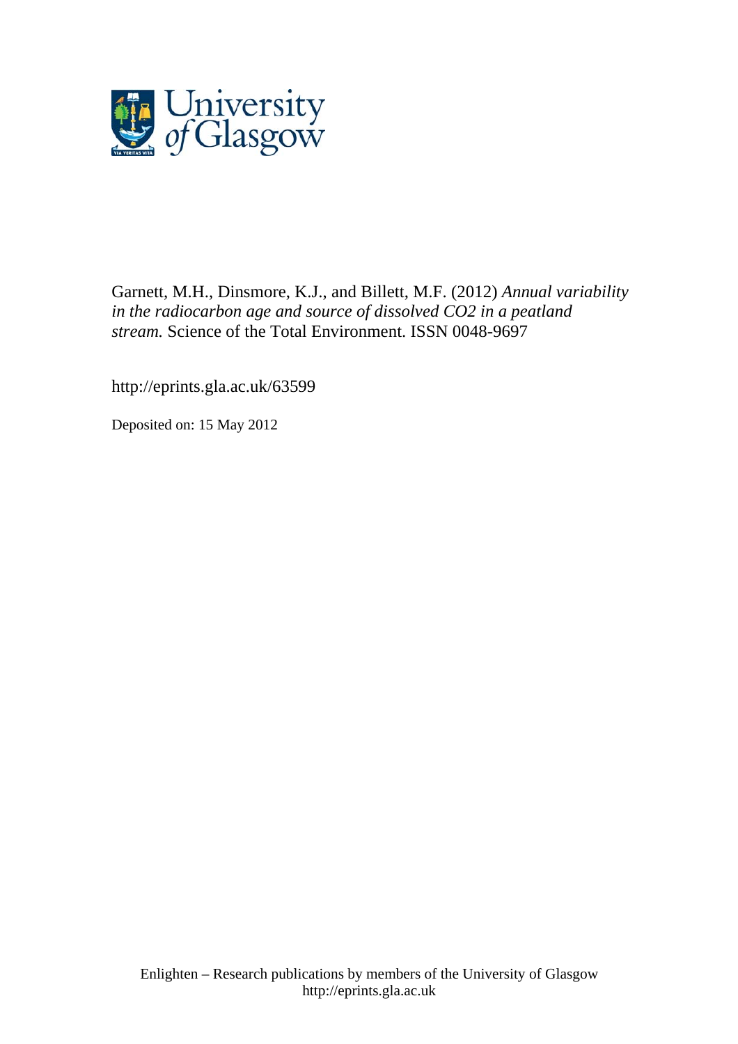Garnett, M.H., Dinsmore, K.J., and Billett, M.F. (2012) *Annual variability in the radiocarbon age and source of dissolved CO2 in a peatland stream.* Science of the Total Environment. ISSN 0048-9697

http://eprints.gla.ac.uk/63599

Deposited on: 15 May 2012

Enlighten – Research publications by members of the University of Glasgow
http://eprints.gla.ac.uk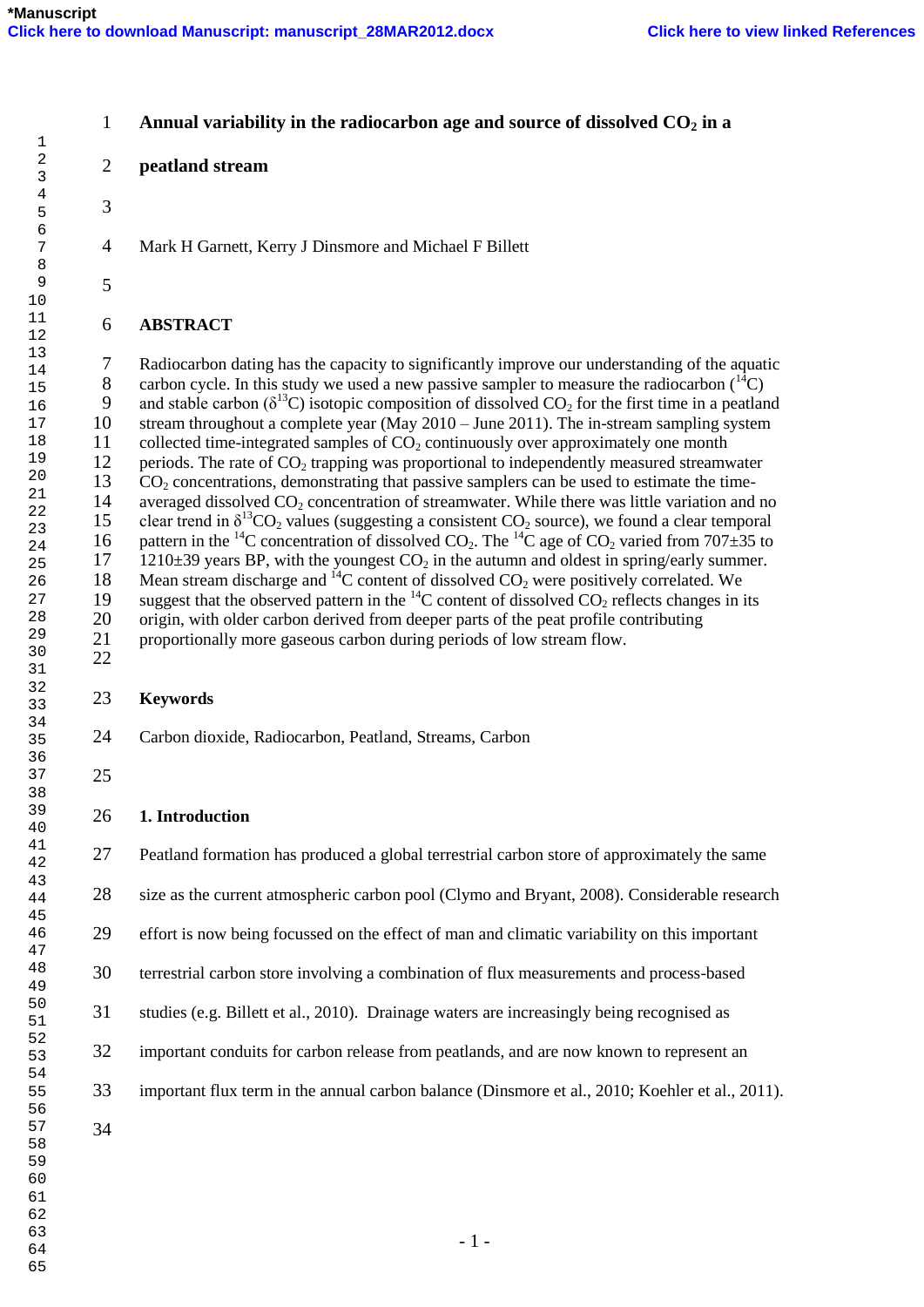# Annual variability in the radiocarbon age and source of dissolved $CO_2$ in a peatland stream

Mark H Garnett, Kerry J Dinsmore and Michael F Billett

## ABSTRACT

Radiocarbon dating has the capacity to significantly improve our understanding of the aquatic carbon cycle. In this study we used a new passive sampler to measure the radiocarbon ($^{14}C$) and stable carbon ($\delta^{13}C$) isotopic composition of dissolved $CO_2$ for the first time in a peatland stream throughout a complete year (May 2010 – June 2011). The in-stream sampling system collected time-integrated samples of $CO_2$ continuously over approximately one month periods. The rate of $CO_2$ trapping was proportional to independently measured streamwater $CO_2$ concentrations, demonstrating that passive samplers can be used to estimate the time-averaged dissolved $CO_2$ concentration of streamwater. While there was little variation and no clear trend in $\delta^{13}CO_2$ values (suggesting a consistent $CO_2$ source), we found a clear temporal pattern in the $^{14}C$ concentration of dissolved $CO_2$. The $^{14}C$ age of $CO_2$ varied from 707±35 to 1210±39 years BP, with the youngest $CO_2$ in the autumn and oldest in spring/early summer. Mean stream discharge and $^{14}C$ content of dissolved $CO_2$ were positively correlated. We suggest that the observed pattern in the $^{14}C$ content of dissolved $CO_2$ reflects changes in its origin, with older carbon derived from deeper parts of the peat profile contributing proportionally more gaseous carbon during periods of low stream flow.

## Keywords

Carbon dioxide, Radiocarbon, Peatland, Streams, Carbon

## 1. Introduction

Peatland formation has produced a global terrestrial carbon store of approximately the same size as the current atmospheric carbon pool (Clymo and Bryant, 2008). Considerable research effort is now being focussed on the effect of man and climatic variability on this important terrestrial carbon store involving a combination of flux measurements and process-based studies (e.g. Billett et al., 2010). Drainage waters are increasingly being recognised as important conduits for carbon release from peatlands, and are now known to represent an important flux term in the annual carbon balance (Dinsmore et al., 2010; Koehler et al., 2011).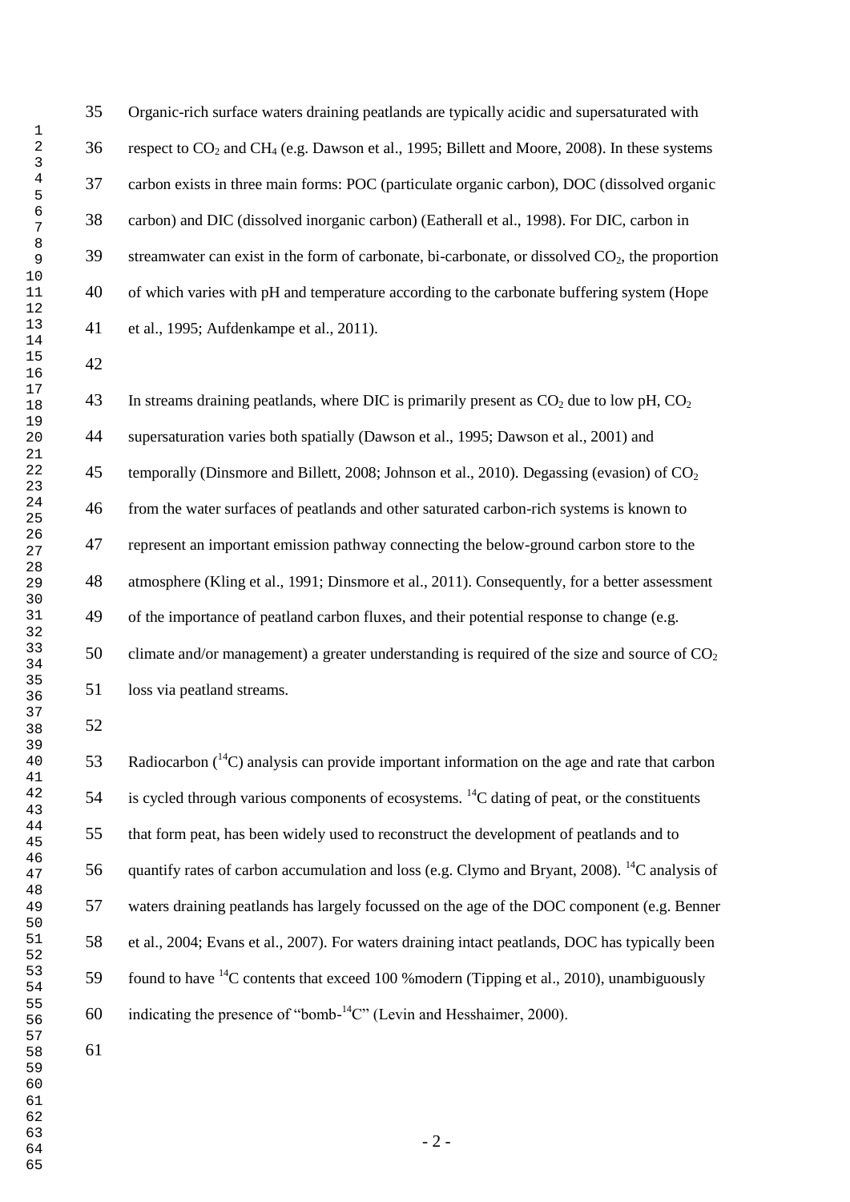Organic-rich surface waters draining peatlands are typically acidic and supersaturated with respect to $CO_2$ and $CH_4$ (e.g. Dawson et al., 1995; Billett and Moore, 2008). In these systems carbon exists in three main forms: POC (particulate organic carbon), DOC (dissolved organic carbon) and DIC (dissolved inorganic carbon) (Eatherall et al., 1998). For DIC, carbon in streamwater can exist in the form of carbonate, bi-carbonate, or dissolved $CO_2$, the proportion of which varies with pH and temperature according to the carbonate buffering system (Hope et al., 1995; Aufdenkampe et al., 2011).

In streams draining peatlands, where DIC is primarily present as $CO_2$ due to low pH, $CO_2$ supersaturation varies both spatially (Dawson et al., 1995; Dawson et al., 2001) and temporally (Dinsmore and Billett, 2008; Johnson et al., 2010). Degassing (evasion) of $CO_2$ from the water surfaces of peatlands and other saturated carbon-rich systems is known to represent an important emission pathway connecting the below-ground carbon store to the atmosphere (Kling et al., 1991; Dinsmore et al., 2011). Consequently, for a better assessment of the importance of peatland carbon fluxes, and their potential response to change (e.g. climate and/or management) a greater understanding is required of the size and source of $CO_2$ loss via peatland streams.

Radiocarbon ($^{14}C$) analysis can provide important information on the age and rate that carbon is cycled through various components of ecosystems. $^{14}C$ dating of peat, or the constituents that form peat, has been widely used to reconstruct the development of peatlands and to quantify rates of carbon accumulation and loss (e.g. Clymo and Bryant, 2008). $^{14}C$ analysis of waters draining peatlands has largely focussed on the age of the DOC component (e.g. Benner et al., 2004; Evans et al., 2007). For waters draining intact peatlands, DOC has typically been found to have $^{14}C$ contents that exceed 100 %modern (Tipping et al., 2010), unambiguously indicating the presence of "bomb-$^{14}C$" (Levin and Hesshaimer, 2000).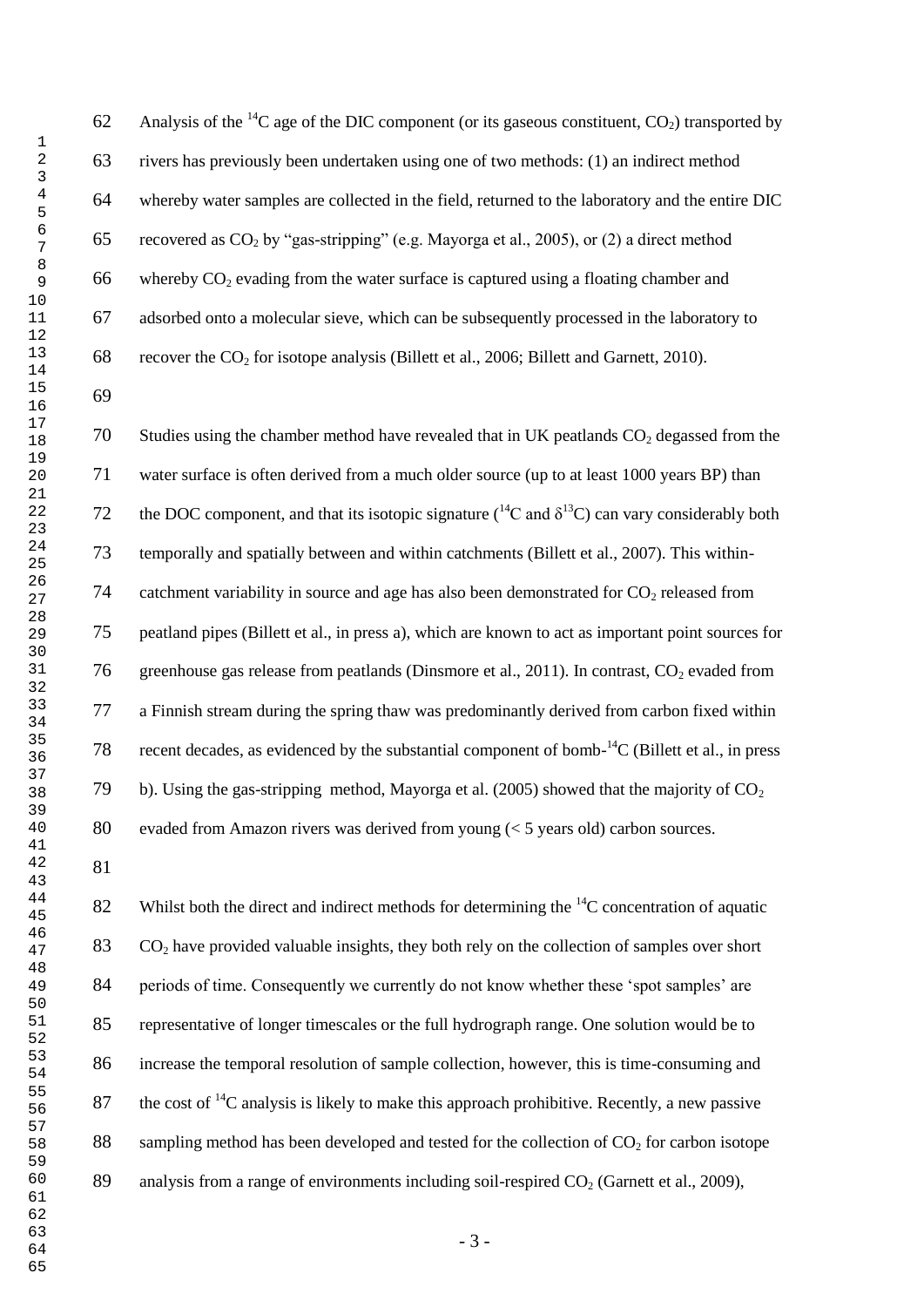Analysis of the $^{14}C$ age of the DIC component (or its gaseous constituent, $CO_2$) transported by rivers has previously been undertaken using one of two methods: (1) an indirect method whereby water samples are collected in the field, returned to the laboratory and the entire DIC recovered as $CO_2$ by "gas-stripping" (e.g. Mayorga et al., 2005), or (2) a direct method whereby $CO_2$ evading from the water surface is captured using a floating chamber and adsorbed onto a molecular sieve, which can be subsequently processed in the laboratory to recover the $CO_2$ for isotope analysis (Billett et al., 2006; Billett and Garnett, 2010).

Studies using the chamber method have revealed that in UK peatlands $CO_2$ degassed from the water surface is often derived from a much older source (up to at least 1000 years BP) than the DOC component, and that its isotopic signature ($^{14}C$ and $\delta^{13}C$) can vary considerably both temporally and spatially between and within catchments (Billett et al., 2007). This within-catchment variability in source and age has also been demonstrated for $CO_2$ released from peatland pipes (Billett et al., in press a), which are known to act as important point sources for greenhouse gas release from peatlands (Dinsmore et al., 2011). In contrast, $CO_2$ evaded from a Finnish stream during the spring thaw was predominantly derived from carbon fixed within recent decades, as evidenced by the substantial component of bomb-$^{14}C$ (Billett et al., in press b). Using the gas-stripping method, Mayorga et al. (2005) showed that the majority of $CO_2$ evaded from Amazon rivers was derived from young (< 5 years old) carbon sources.

Whilst both the direct and indirect methods for determining the $^{14}C$ concentration of aquatic $CO_2$ have provided valuable insights, they both rely on the collection of samples over short periods of time. Consequently we currently do not know whether these 'spot samples' are representative of longer timescales or the full hydrograph range. One solution would be to increase the temporal resolution of sample collection, however, this is time-consuming and the cost of $^{14}C$ analysis is likely to make this approach prohibitive. Recently, a new passive sampling method has been developed and tested for the collection of $CO_2$ for carbon isotope analysis from a range of environments including soil-respired $CO_2$ (Garnett et al., 2009),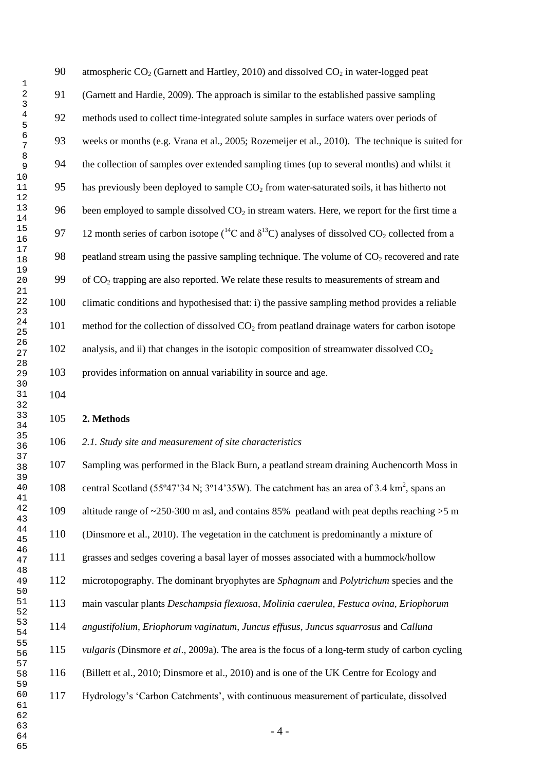atmospheric $CO_2$ (Garnett and Hartley, 2010) and dissolved $CO_2$ in water-logged peat (Garnett and Hardie, 2009). The approach is similar to the established passive sampling methods used to collect time-integrated solute samples in surface waters over periods of weeks or months (e.g. Vrana et al., 2005; Rozemeijer et al., 2010). The technique is suited for the collection of samples over extended sampling times (up to several months) and whilst it has previously been deployed to sample $CO_2$ from water-saturated soils, it has hitherto not been employed to sample dissolved $CO_2$ in stream waters. Here, we report for the first time a 12 month series of carbon isotope ($^{14}C$ and $\delta^{13}C$) analyses of dissolved $CO_2$ collected from a peatland stream using the passive sampling technique. The volume of $CO_2$ recovered and rate of $CO_2$ trapping are also reported. We relate these results to measurements of stream and climatic conditions and hypothesised that: i) the passive sampling method provides a reliable method for the collection of dissolved $CO_2$ from peatland drainage waters for carbon isotope analysis, and ii) that changes in the isotopic composition of streamwater dissolved $CO_2$ provides information on annual variability in source and age.

## 2. Methods

### *2.1. Study site and measurement of site characteristics*

Sampling was performed in the Black Burn, a peatland stream draining Auchencorth Moss in central Scotland (55º47'34 N; 3º14'35W). The catchment has an area of 3.4 km$^2$, spans an altitude range of ~250-300 m asl, and contains 85% peatland with peat depths reaching >5 m (Dinsmore et al., 2010). The vegetation in the catchment is predominantly a mixture of grasses and sedges covering a basal layer of mosses associated with a hummock/hollow microtopography. The dominant bryophytes are *Sphagnum* and *Polytrichum* species and the main vascular plants *Deschampsia flexuosa*, *Molinia caerulea*, *Festuca ovina*, *Eriophorum angustifolium*, *Eriophorum vaginatum*, *Juncus effusus*, *Juncus squarrosus* and *Calluna vulgaris* (Dinsmore *et al*., 2009a). The area is the focus of a long-term study of carbon cycling (Billett et al., 2010; Dinsmore et al., 2010) and is one of the UK Centre for Ecology and Hydrology's 'Carbon Catchments', with continuous measurement of particulate, dissolved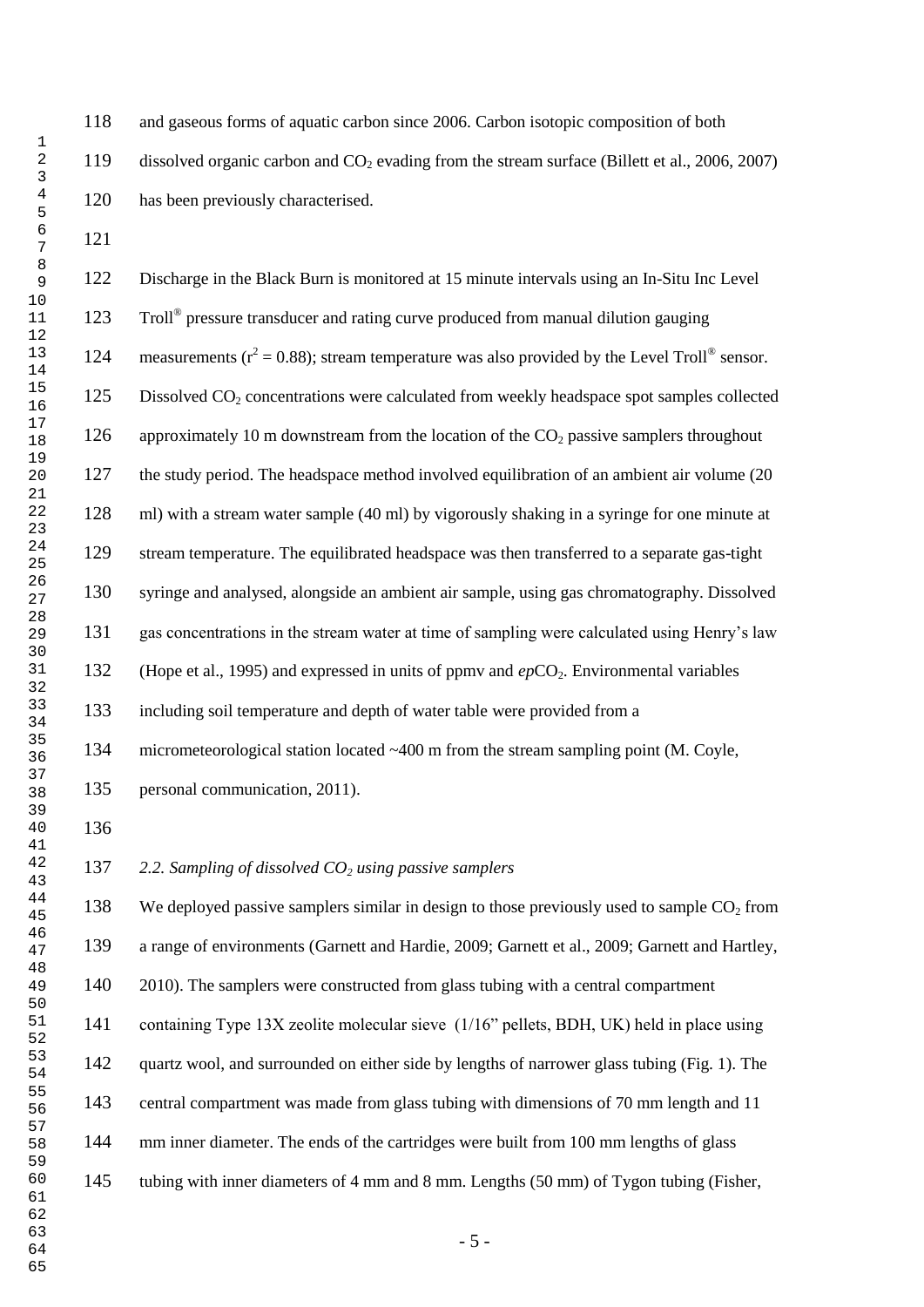and gaseous forms of aquatic carbon since 2006. Carbon isotopic composition of both dissolved organic carbon and $CO_2$ evading from the stream surface (Billett et al., 2006, 2007) has been previously characterised.

Discharge in the Black Burn is monitored at 15 minute intervals using an In-Situ Inc Level Troll® pressure transducer and rating curve produced from manual dilution gauging measurements ($r^2 = 0.88$); stream temperature was also provided by the Level Troll® sensor. Dissolved $CO_2$ concentrations were calculated from weekly headspace spot samples collected approximately 10 m downstream from the location of the $CO_2$ passive samplers throughout the study period. The headspace method involved equilibration of an ambient air volume (20 ml) with a stream water sample (40 ml) by vigorously shaking in a syringe for one minute at stream temperature. The equilibrated headspace was then transferred to a separate gas-tight syringe and analysed, alongside an ambient air sample, using gas chromatography. Dissolved gas concentrations in the stream water at time of sampling were calculated using Henry's law (Hope et al., 1995) and expressed in units of ppmv and *ep*$CO_2$. Environmental variables including soil temperature and depth of water table were provided from a micrometeorological station located ~400 m from the stream sampling point (M. Coyle, personal communication, 2011).

### *2.2. Sampling of dissolved $CO_2$ using passive samplers*

We deployed passive samplers similar in design to those previously used to sample $CO_2$ from a range of environments (Garnett and Hardie, 2009; Garnett et al., 2009; Garnett and Hartley, 2010). The samplers were constructed from glass tubing with a central compartment containing Type 13X zeolite molecular sieve (1/16" pellets, BDH, UK) held in place using quartz wool, and surrounded on either side by lengths of narrower glass tubing (Fig. 1). The central compartment was made from glass tubing with dimensions of 70 mm length and 11 mm inner diameter. The ends of the cartridges were built from 100 mm lengths of glass tubing with inner diameters of 4 mm and 8 mm. Lengths (50 mm) of Tygon tubing (Fisher,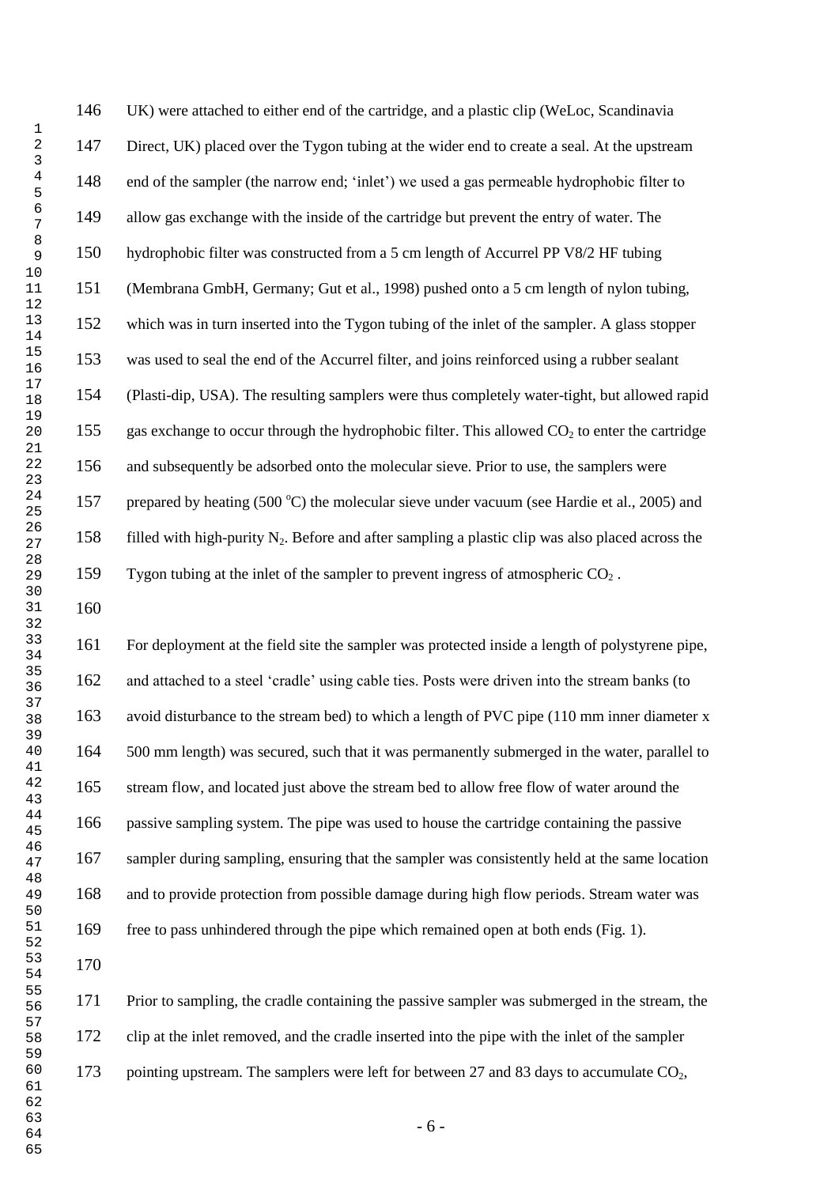UK) were attached to either end of the cartridge, and a plastic clip (WeLoc, Scandinavia Direct, UK) placed over the Tygon tubing at the wider end to create a seal. At the upstream end of the sampler (the narrow end; 'inlet') we used a gas permeable hydrophobic filter to allow gas exchange with the inside of the cartridge but prevent the entry of water. The hydrophobic filter was constructed from a 5 cm length of Accurrel PP V8/2 HF tubing (Membrana GmbH, Germany; Gut et al., 1998) pushed onto a 5 cm length of nylon tubing, which was in turn inserted into the Tygon tubing of the inlet of the sampler. A glass stopper was used to seal the end of the Accurrel filter, and joins reinforced using a rubber sealant (Plasti-dip, USA). The resulting samplers were thus completely water-tight, but allowed rapid gas exchange to occur through the hydrophobic filter. This allowed $CO_2$ to enter the cartridge and subsequently be adsorbed onto the molecular sieve. Prior to use, the samplers were prepared by heating (500 $^{o}$C) the molecular sieve under vacuum (see Hardie et al., 2005) and filled with high-purity $N_2$. Before and after sampling a plastic clip was also placed across the Tygon tubing at the inlet of the sampler to prevent ingress of atmospheric $CO_2$ .

For deployment at the field site the sampler was protected inside a length of polystyrene pipe, and attached to a steel 'cradle' using cable ties. Posts were driven into the stream banks (to avoid disturbance to the stream bed) to which a length of PVC pipe (110 mm inner diameter x 500 mm length) was secured, such that it was permanently submerged in the water, parallel to stream flow, and located just above the stream bed to allow free flow of water around the passive sampling system. The pipe was used to house the cartridge containing the passive sampler during sampling, ensuring that the sampler was consistently held at the same location and to provide protection from possible damage during high flow periods. Stream water was free to pass unhindered through the pipe which remained open at both ends (Fig. 1).

Prior to sampling, the cradle containing the passive sampler was submerged in the stream, the clip at the inlet removed, and the cradle inserted into the pipe with the inlet of the sampler pointing upstream. The samplers were left for between 27 and 83 days to accumulate $CO_2$,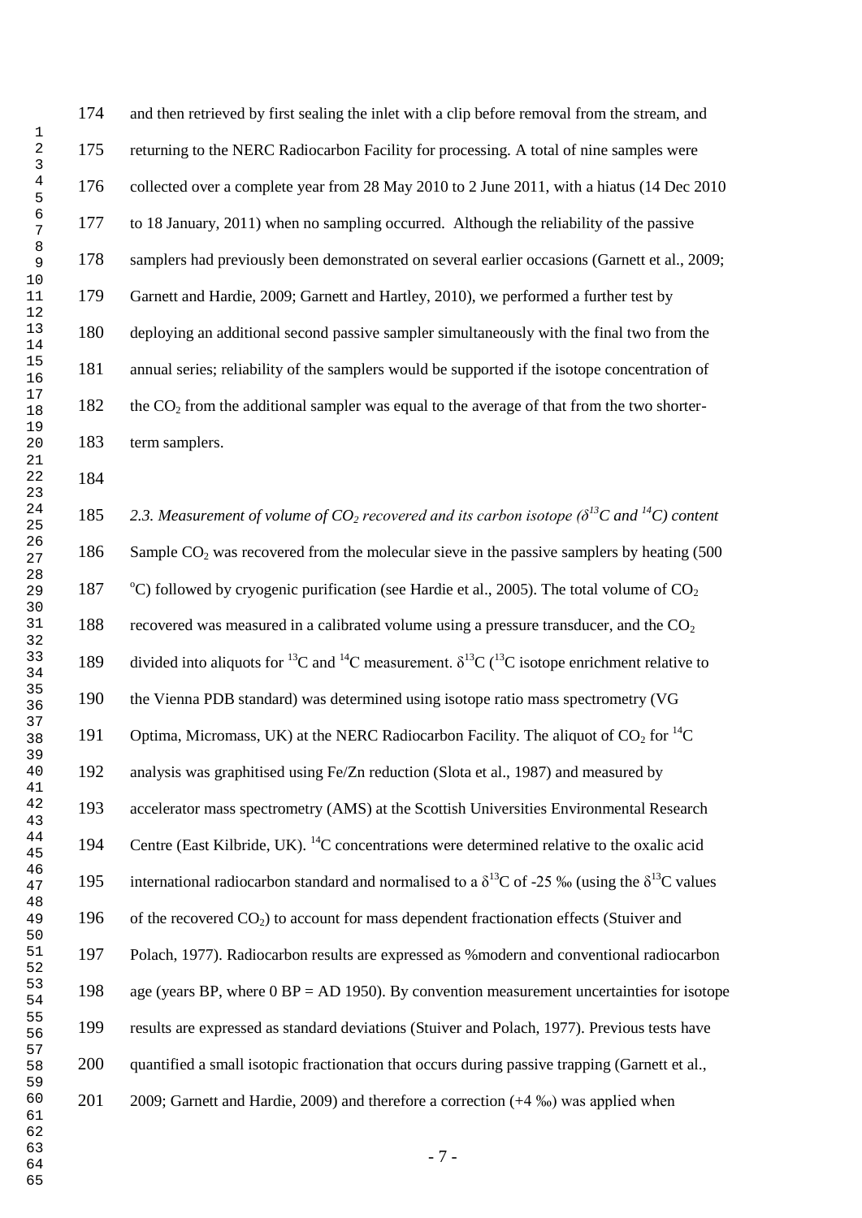and then retrieved by first sealing the inlet with a clip before removal from the stream, and returning to the NERC Radiocarbon Facility for processing. A total of nine samples were collected over a complete year from 28 May 2010 to 2 June 2011, with a hiatus (14 Dec 2010 to 18 January, 2011) when no sampling occurred. Although the reliability of the passive samplers had previously been demonstrated on several earlier occasions (Garnett et al., 2009; Garnett and Hardie, 2009; Garnett and Hartley, 2010), we performed a further test by deploying an additional second passive sampler simultaneously with the final two from the annual series; reliability of the samplers would be supported if the isotope concentration of the $CO_2$ from the additional sampler was equal to the average of that from the two shorter-term samplers.

*2.3. Measurement of volume of $CO_2$ recovered and its carbon isotope ($\delta^{13}C$ and $^{14}C$) content*

Sample $CO_2$ was recovered from the molecular sieve in the passive samplers by heating (500 $^{o}C$) followed by cryogenic purification (see Hardie et al., 2005). The total volume of $CO_2$ recovered was measured in a calibrated volume using a pressure transducer, and the $CO_2$ divided into aliquots for $^{13}C$ and $^{14}C$ measurement. $\delta^{13}C$ ($^{13}C$ isotope enrichment relative to the Vienna PDB standard) was determined using isotope ratio mass spectrometry (VG Optima, Micromass, UK) at the NERC Radiocarbon Facility. The aliquot of $CO_2$ for $^{14}C$ analysis was graphitised using Fe/Zn reduction (Slota et al., 1987) and measured by accelerator mass spectrometry (AMS) at the Scottish Universities Environmental Research Centre (East Kilbride, UK). $^{14}C$ concentrations were determined relative to the oxalic acid international radiocarbon standard and normalised to a $\delta^{13}C$ of -25 ‰ (using the $\delta^{13}C$ values of the recovered $CO_2$) to account for mass dependent fractionation effects (Stuiver and Polach, 1977). Radiocarbon results are expressed as %modern and conventional radiocarbon age (years BP, where 0 BP = AD 1950). By convention measurement uncertainties for isotope results are expressed as standard deviations (Stuiver and Polach, 1977). Previous tests have quantified a small isotopic fractionation that occurs during passive trapping (Garnett et al., 2009; Garnett and Hardie, 2009) and therefore a correction (+4 ‰) was applied when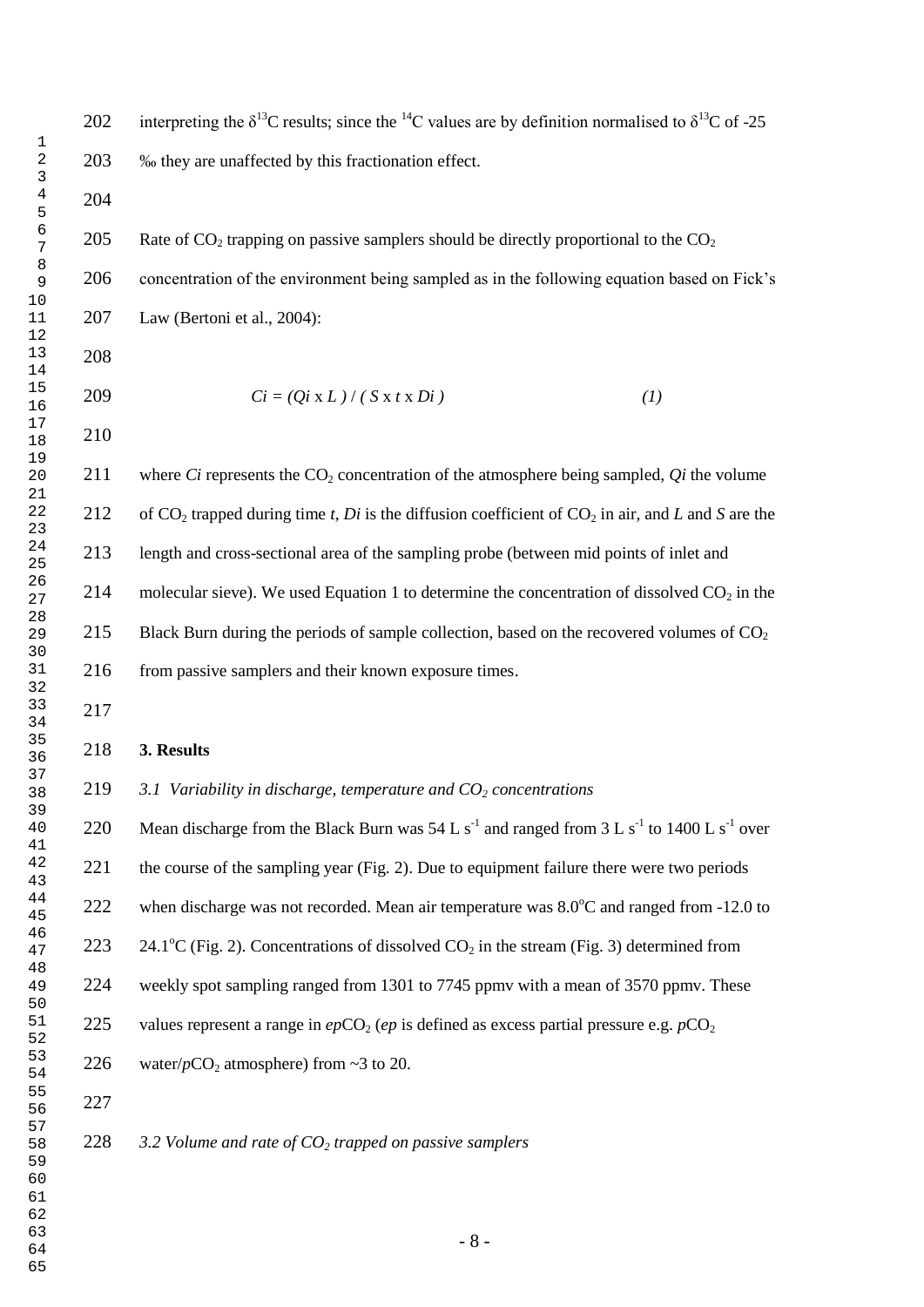interpreting the $\delta^{13}C$ results; since the $^{14}C$ values are by definition normalised to $\delta^{13}C$ of -25 ‰ they are unaffected by this fractionation effect.

Rate of $CO_2$ trapping on passive samplers should be directly proportional to the $CO_2$ concentration of the environment being sampled as in the following equation based on Fick's Law (Bertoni et al., 2004):

$$Ci = (Qi \times L) / (S \times t \times Di) \qquad (1)$$

where $Ci$ represents the $CO_2$ concentration of the atmosphere being sampled, $Qi$ the volume of $CO_2$ trapped during time $t$, $Di$ is the diffusion coefficient of $CO_2$ in air, and $L$ and $S$ are the length and cross-sectional area of the sampling probe (between mid points of inlet and molecular sieve). We used Equation 1 to determine the concentration of dissolved $CO_2$ in the Black Burn during the periods of sample collection, based on the recovered volumes of $CO_2$ from passive samplers and their known exposure times.

## 3. Results

### *3.1 Variability in discharge, temperature and $CO_2$ concentrations*

Mean discharge from the Black Burn was 54 L $s^{-1}$ and ranged from 3 L $s^{-1}$ to 1400 L $s^{-1}$ over the course of the sampling year (Fig. 2). Due to equipment failure there were two periods when discharge was not recorded. Mean air temperature was 8.0°C and ranged from -12.0 to 24.1°C (Fig. 2). Concentrations of dissolved $CO_2$ in the stream (Fig. 3) determined from weekly spot sampling ranged from 1301 to 7745 ppmv with a mean of 3570 ppmv. These values represent a range in $epCO_2$ ($ep$ is defined as excess partial pressure e.g. $pCO_2$ water/$pCO_2$ atmosphere) from ~3 to 20.

### *3.2 Volume and rate of $CO_2$ trapped on passive samplers*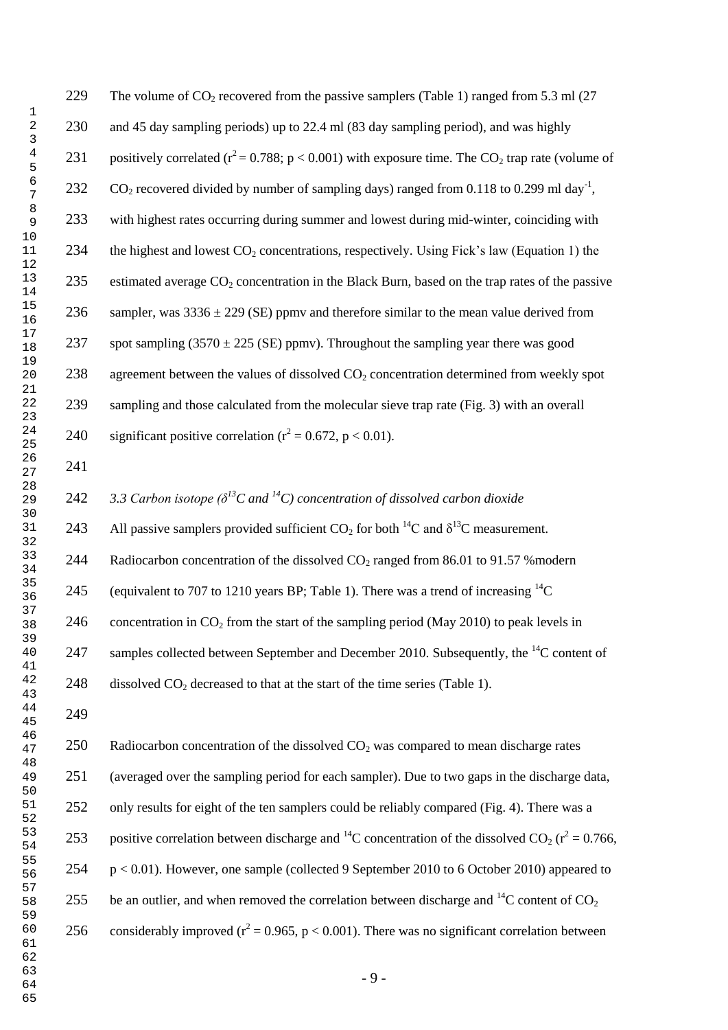The volume of $CO_2$ recovered from the passive samplers (Table 1) ranged from 5.3 ml (27 and 45 day sampling periods) up to 22.4 ml (83 day sampling period), and was highly positively correlated ($r^2 = 0.788$; $p < 0.001$) with exposure time. The $CO_2$ trap rate (volume of $CO_2$ recovered divided by number of sampling days) ranged from 0.118 to 0.299 ml day$^{-1}$, with highest rates occurring during summer and lowest during mid-winter, coinciding with the highest and lowest $CO_2$ concentrations, respectively. Using Fick's law (Equation 1) the estimated average $CO_2$ concentration in the Black Burn, based on the trap rates of the passive sampler, was 3336 ± 229 (SE) ppmv and therefore similar to the mean value derived from spot sampling (3570 ± 225 (SE) ppmv). Throughout the sampling year there was good agreement between the values of dissolved $CO_2$ concentration determined from weekly spot sampling and those calculated from the molecular sieve trap rate (Fig. 3) with an overall significant positive correlation ($r^2 = 0.672$, $p < 0.01$).

### *3.3 Carbon isotope ($\delta^{13}C$ and $^{14}C$) concentration of dissolved carbon dioxide*

All passive samplers provided sufficient $CO_2$ for both $^{14}C$ and $\delta^{13}C$ measurement. Radiocarbon concentration of the dissolved $CO_2$ ranged from 86.01 to 91.57 %modern (equivalent to 707 to 1210 years BP; Table 1). There was a trend of increasing $^{14}C$ concentration in $CO_2$ from the start of the sampling period (May 2010) to peak levels in samples collected between September and December 2010. Subsequently, the $^{14}C$ content of dissolved $CO_2$ decreased to that at the start of the time series (Table 1).

Radiocarbon concentration of the dissolved $CO_2$ was compared to mean discharge rates (averaged over the sampling period for each sampler). Due to two gaps in the discharge data, only results for eight of the ten samplers could be reliably compared (Fig. 4). There was a positive correlation between discharge and $^{14}C$ concentration of the dissolved $CO_2$ ($r^2 = 0.766$, $p < 0.01$). However, one sample (collected 9 September 2010 to 6 October 2010) appeared to be an outlier, and when removed the correlation between discharge and $^{14}C$ content of $CO_2$ considerably improved ($r^2 = 0.965$, $p < 0.001$). There was no significant correlation between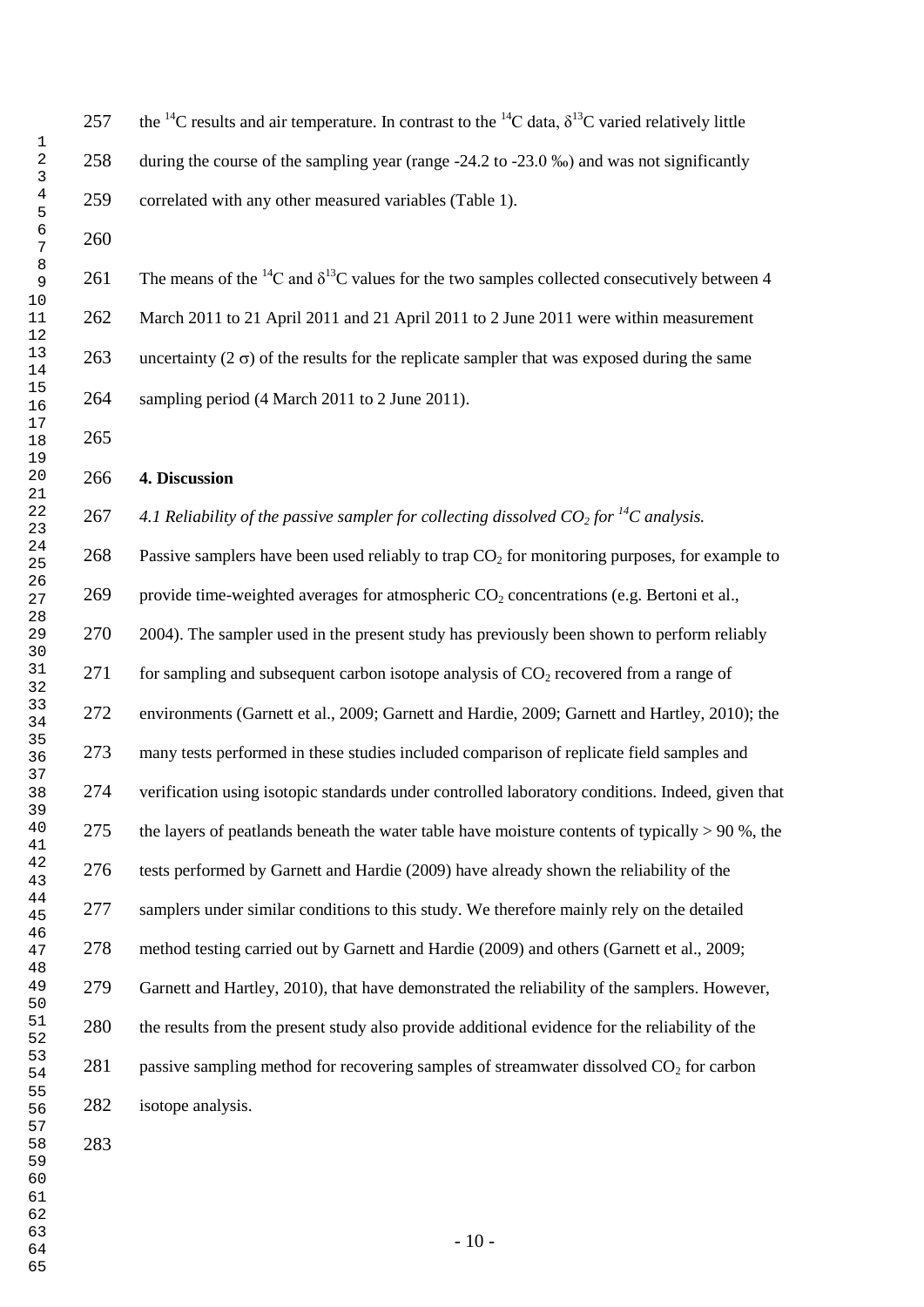the $^{14}C$ results and air temperature. In contrast to the $^{14}C$ data, $\delta^{13}C$ varied relatively little during the course of the sampling year (range -24.2 to -23.0 ‰) and was not significantly correlated with any other measured variables (Table 1).

The means of the $^{14}C$ and $\delta^{13}C$ values for the two samples collected consecutively between 4 March 2011 to 21 April 2011 and 21 April 2011 to 2 June 2011 were within measurement uncertainty ($2\ \sigma$) of the results for the replicate sampler that was exposed during the same sampling period (4 March 2011 to 2 June 2011).

## 4. Discussion

### *4.1 Reliability of the passive sampler for collecting dissolved $CO_2$ for $^{14}C$ analysis.*

Passive samplers have been used reliably to trap $CO_2$ for monitoring purposes, for example to provide time-weighted averages for atmospheric $CO_2$ concentrations (e.g. Bertoni et al., 2004). The sampler used in the present study has previously been shown to perform reliably for sampling and subsequent carbon isotope analysis of $CO_2$ recovered from a range of environments (Garnett et al., 2009; Garnett and Hardie, 2009; Garnett and Hartley, 2010); the many tests performed in these studies included comparison of replicate field samples and verification using isotopic standards under controlled laboratory conditions. Indeed, given that the layers of peatlands beneath the water table have moisture contents of typically > 90 %, the tests performed by Garnett and Hardie (2009) have already shown the reliability of the samplers under similar conditions to this study. We therefore mainly rely on the detailed method testing carried out by Garnett and Hardie (2009) and others (Garnett et al., 2009; Garnett and Hartley, 2010), that have demonstrated the reliability of the samplers. However, the results from the present study also provide additional evidence for the reliability of the passive sampling method for recovering samples of streamwater dissolved $CO_2$ for carbon isotope analysis.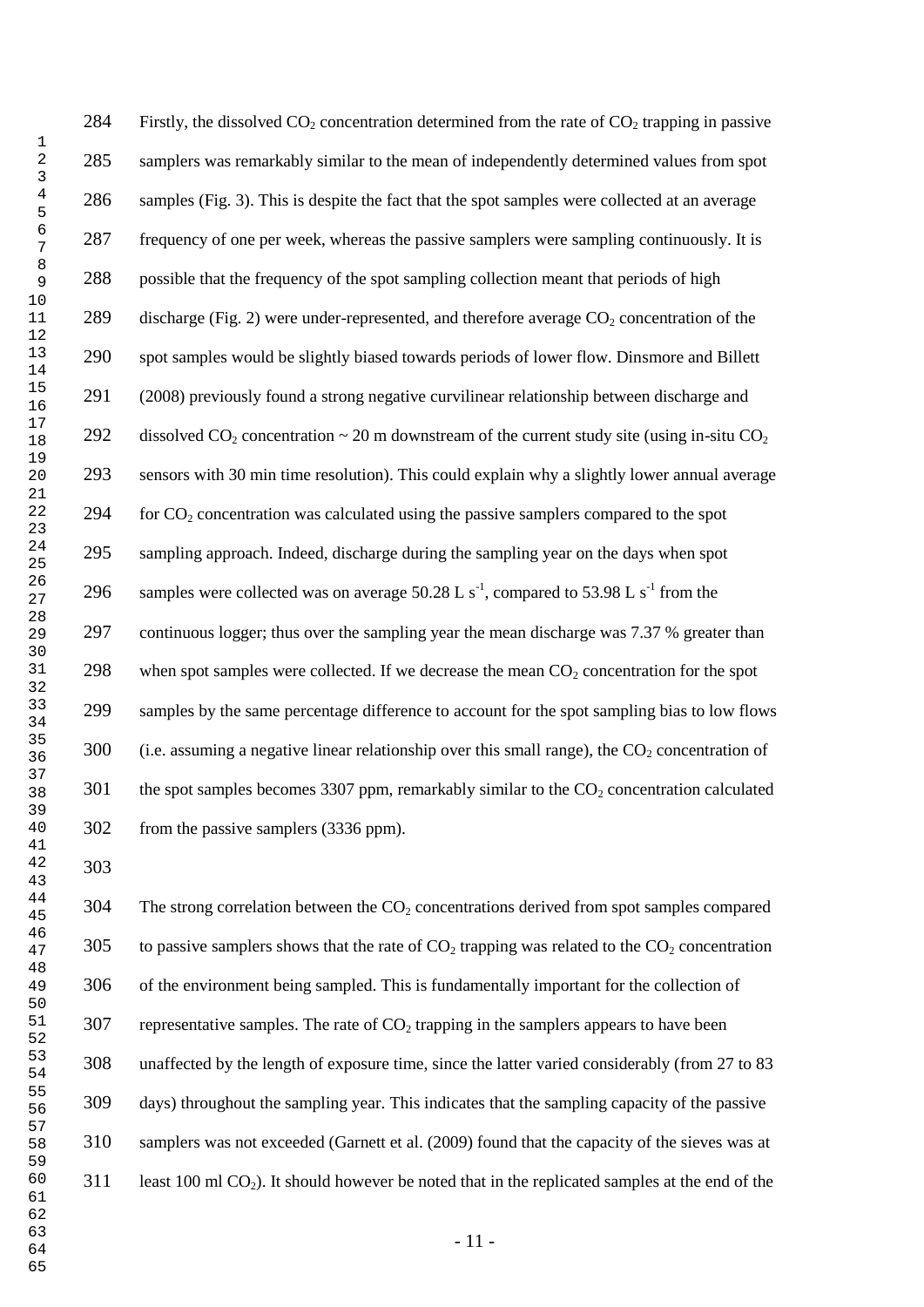Firstly, the dissolved $CO_2$ concentration determined from the rate of $CO_2$ trapping in passive samplers was remarkably similar to the mean of independently determined values from spot samples (Fig. 3). This is despite the fact that the spot samples were collected at an average frequency of one per week, whereas the passive samplers were sampling continuously. It is possible that the frequency of the spot sampling collection meant that periods of high discharge (Fig. 2) were under-represented, and therefore average $CO_2$ concentration of the spot samples would be slightly biased towards periods of lower flow. Dinsmore and Billett (2008) previously found a strong negative curvilinear relationship between discharge and dissolved $CO_2$ concentration ~ 20 m downstream of the current study site (using in-situ $CO_2$ sensors with 30 min time resolution). This could explain why a slightly lower annual average for $CO_2$ concentration was calculated using the passive samplers compared to the spot sampling approach. Indeed, discharge during the sampling year on the days when spot samples were collected was on average 50.28 L $s^{-1}$, compared to 53.98 L $s^{-1}$ from the continuous logger; thus over the sampling year the mean discharge was 7.37 % greater than when spot samples were collected. If we decrease the mean $CO_2$ concentration for the spot samples by the same percentage difference to account for the spot sampling bias to low flows (i.e. assuming a negative linear relationship over this small range), the $CO_2$ concentration of the spot samples becomes 3307 ppm, remarkably similar to the $CO_2$ concentration calculated from the passive samplers (3336 ppm).

The strong correlation between the $CO_2$ concentrations derived from spot samples compared to passive samplers shows that the rate of $CO_2$ trapping was related to the $CO_2$ concentration of the environment being sampled. This is fundamentally important for the collection of representative samples. The rate of $CO_2$ trapping in the samplers appears to have been unaffected by the length of exposure time, since the latter varied considerably (from 27 to 83 days) throughout the sampling year. This indicates that the sampling capacity of the passive samplers was not exceeded (Garnett et al. (2009) found that the capacity of the sieves was at least 100 ml $CO_2$). It should however be noted that in the replicated samples at the end of the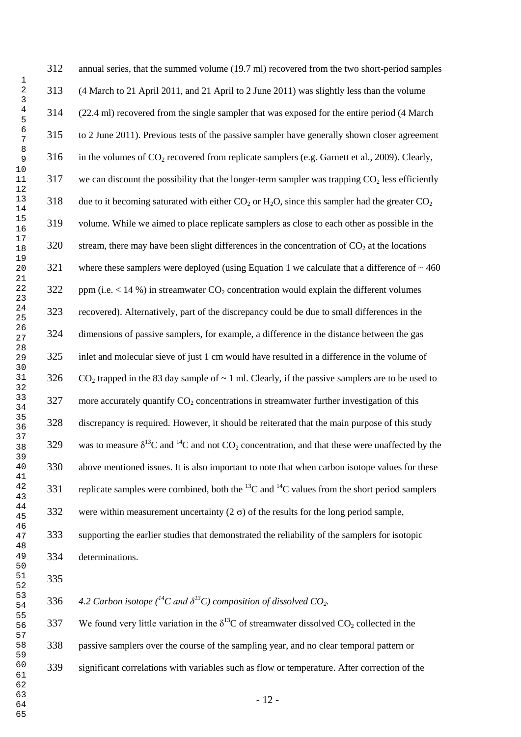annual series, that the summed volume (19.7 ml) recovered from the two short-period samples (4 March to 21 April 2011, and 21 April to 2 June 2011) was slightly less than the volume (22.4 ml) recovered from the single sampler that was exposed for the entire period (4 March to 2 June 2011). Previous tests of the passive sampler have generally shown closer agreement in the volumes of $CO_2$ recovered from replicate samplers (e.g. Garnett et al., 2009). Clearly, we can discount the possibility that the longer-term sampler was trapping $CO_2$ less efficiently due to it becoming saturated with either $CO_2$ or $H_2O$, since this sampler had the greater $CO_2$ volume. While we aimed to place replicate samplers as close to each other as possible in the stream, there may have been slight differences in the concentration of $CO_2$ at the locations where these samplers were deployed (using Equation 1 we calculate that a difference of ~ 460 ppm (i.e. < 14 %) in streamwater $CO_2$ concentration would explain the different volumes recovered). Alternatively, part of the discrepancy could be due to small differences in the dimensions of passive samplers, for example, a difference in the distance between the gas inlet and molecular sieve of just 1 cm would have resulted in a difference in the volume of $CO_2$ trapped in the 83 day sample of ~ 1 ml. Clearly, if the passive samplers are to be used to more accurately quantify $CO_2$ concentrations in streamwater further investigation of this discrepancy is required. However, it should be reiterated that the main purpose of this study was to measure $\delta^{13}C$ and $^{14}C$ and not $CO_2$ concentration, and that these were unaffected by the above mentioned issues. It is also important to note that when carbon isotope values for these replicate samples were combined, both the $^{13}C$ and $^{14}C$ values from the short period samplers were within measurement uncertainty ($2\ \sigma$) of the results for the long period sample, supporting the earlier studies that demonstrated the reliability of the samplers for isotopic determinations.

### *4.2 Carbon isotope ($^{14}C$ and $\delta^{13}C$) composition of dissolved $CO_2$.*

We found very little variation in the $\delta^{13}C$ of streamwater dissolved $CO_2$ collected in the passive samplers over the course of the sampling year, and no clear temporal pattern or significant correlations with variables such as flow or temperature. After correction of the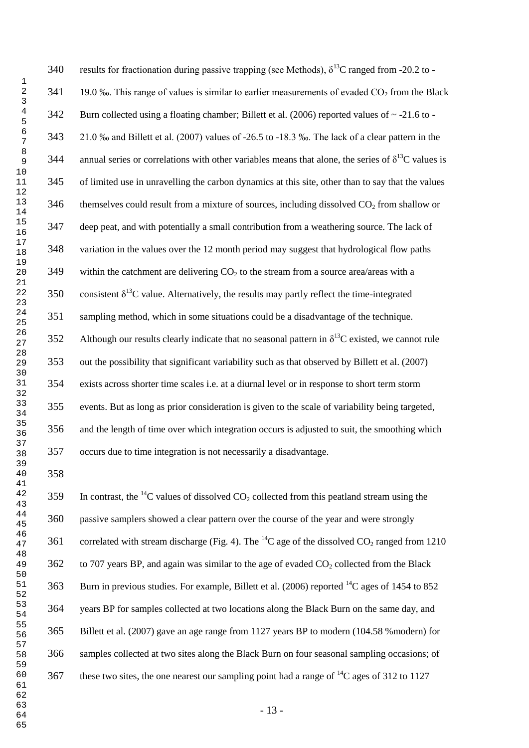results for fractionation during passive trapping (see Methods), $\delta^{13}C$ ranged from -20.2 to -19.0 ‰. This range of values is similar to earlier measurements of evaded $CO_2$ from the Black Burn collected using a floating chamber; Billett et al. (2006) reported values of ~ -21.6 to -21.0 ‰ and Billett et al. (2007) values of -26.5 to -18.3 ‰. The lack of a clear pattern in the annual series or correlations with other variables means that alone, the series of $\delta^{13}C$ values is of limited use in unravelling the carbon dynamics at this site, other than to say that the values themselves could result from a mixture of sources, including dissolved $CO_2$ from shallow or deep peat, and with potentially a small contribution from a weathering source. The lack of variation in the values over the 12 month period may suggest that hydrological flow paths within the catchment are delivering $CO_2$ to the stream from a source area/areas with a consistent $\delta^{13}C$ value. Alternatively, the results may partly reflect the time-integrated sampling method, which in some situations could be a disadvantage of the technique. Although our results clearly indicate that no seasonal pattern in $\delta^{13}C$ existed, we cannot rule out the possibility that significant variability such as that observed by Billett et al. (2007) exists across shorter time scales i.e. at a diurnal level or in response to short term storm events. But as long as prior consideration is given to the scale of variability being targeted, and the length of time over which integration occurs is adjusted to suit, the smoothing which occurs due to time integration is not necessarily a disadvantage.

In contrast, the $^{14}C$ values of dissolved $CO_2$ collected from this peatland stream using the passive samplers showed a clear pattern over the course of the year and were strongly correlated with stream discharge (Fig. 4). The $^{14}C$ age of the dissolved $CO_2$ ranged from 1210 to 707 years BP, and again was similar to the age of evaded $CO_2$ collected from the Black Burn in previous studies. For example, Billett et al. (2006) reported $^{14}C$ ages of 1454 to 852 years BP for samples collected at two locations along the Black Burn on the same day, and Billett et al. (2007) gave an age range from 1127 years BP to modern (104.58 %modern) for samples collected at two sites along the Black Burn on four seasonal sampling occasions; of these two sites, the one nearest our sampling point had a range of $^{14}C$ ages of 312 to 1127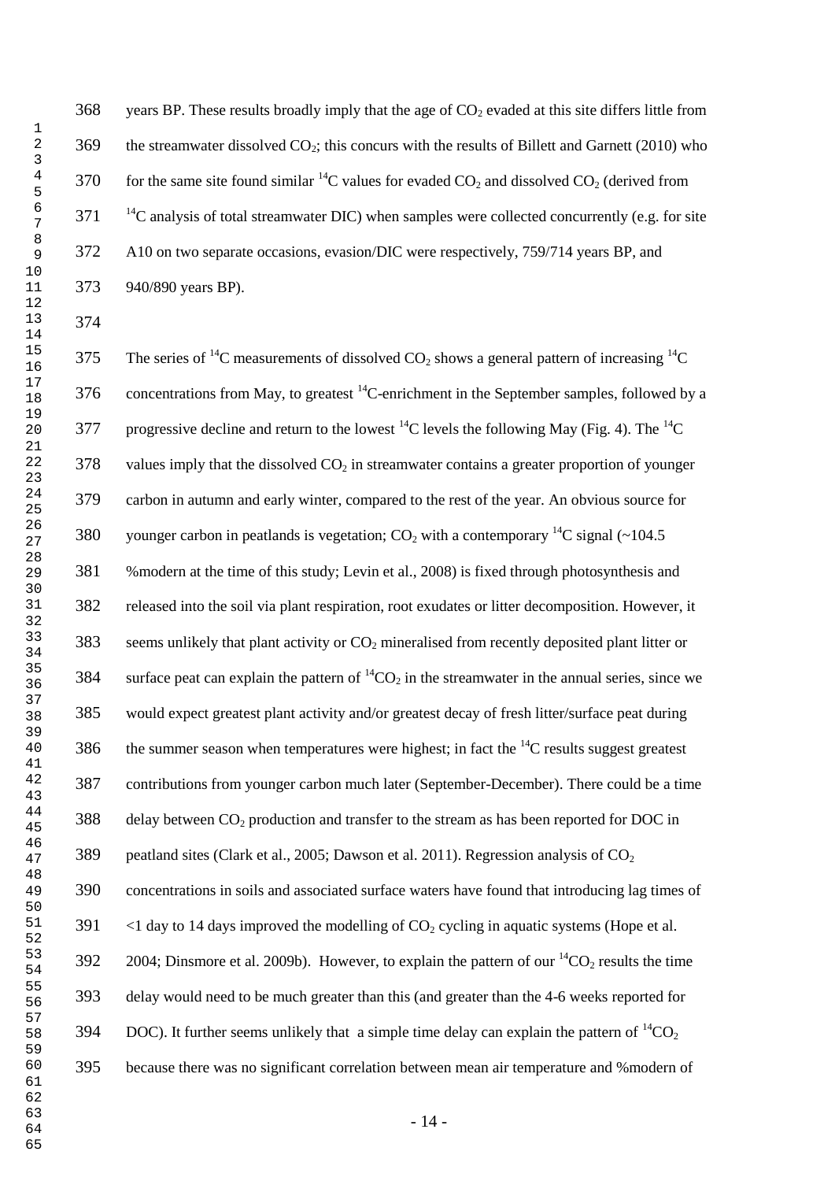years BP. These results broadly imply that the age of $CO_2$ evaded at this site differs little from the streamwater dissolved $CO_2$; this concurs with the results of Billett and Garnett (2010) who for the same site found similar $^{14}C$ values for evaded $CO_2$ and dissolved $CO_2$ (derived from $^{14}C$ analysis of total streamwater DIC) when samples were collected concurrently (e.g. for site A10 on two separate occasions, evasion/DIC were respectively, 759/714 years BP, and 940/890 years BP).

The series of $^{14}C$ measurements of dissolved $CO_2$ shows a general pattern of increasing $^{14}C$ concentrations from May, to greatest $^{14}C$-enrichment in the September samples, followed by a progressive decline and return to the lowest $^{14}C$ levels the following May (Fig. 4). The $^{14}C$ values imply that the dissolved $CO_2$ in streamwater contains a greater proportion of younger carbon in autumn and early winter, compared to the rest of the year. An obvious source for younger carbon in peatlands is vegetation; $CO_2$ with a contemporary $^{14}C$ signal (~104.5 %modern at the time of this study; Levin et al., 2008) is fixed through photosynthesis and released into the soil via plant respiration, root exudates or litter decomposition. However, it seems unlikely that plant activity or $CO_2$ mineralised from recently deposited plant litter or surface peat can explain the pattern of $^{14}CO_2$ in the streamwater in the annual series, since we would expect greatest plant activity and/or greatest decay of fresh litter/surface peat during the summer season when temperatures were highest; in fact the $^{14}C$ results suggest greatest contributions from younger carbon much later (September-December). There could be a time delay between $CO_2$ production and transfer to the stream as has been reported for DOC in peatland sites (Clark et al., 2005; Dawson et al. 2011). Regression analysis of $CO_2$ concentrations in soils and associated surface waters have found that introducing lag times of <1 day to 14 days improved the modelling of $CO_2$ cycling in aquatic systems (Hope et al. 2004; Dinsmore et al. 2009b). However, to explain the pattern of our $^{14}CO_2$ results the time delay would need to be much greater than this (and greater than the 4-6 weeks reported for DOC). It further seems unlikely that a simple time delay can explain the pattern of $^{14}CO_2$ because there was no significant correlation between mean air temperature and %modern of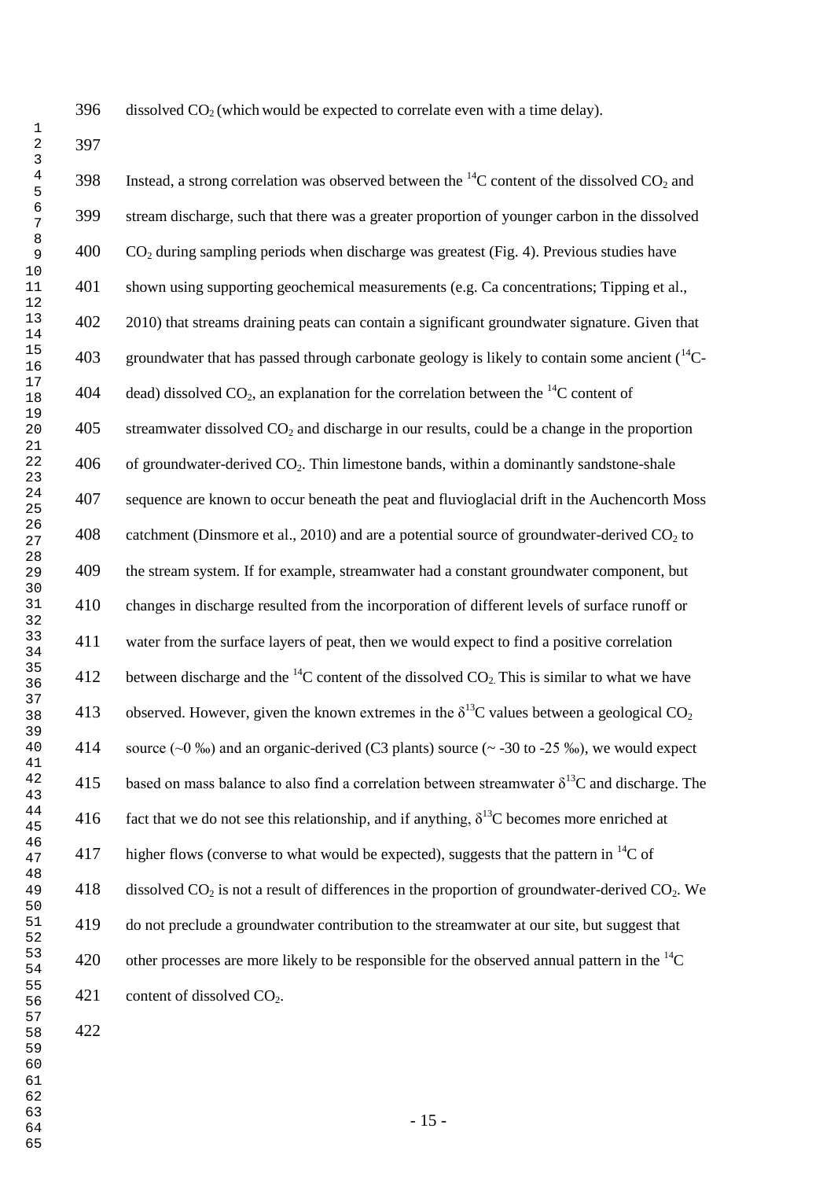dissolved $CO_2$ (which would be expected to correlate even with a time delay).

Instead, a strong correlation was observed between the $^{14}C$ content of the dissolved $CO_2$ and stream discharge, such that there was a greater proportion of younger carbon in the dissolved $CO_2$ during sampling periods when discharge was greatest (Fig. 4). Previous studies have shown using supporting geochemical measurements (e.g. Ca concentrations; Tipping et al., 2010) that streams draining peats can contain a significant groundwater signature. Given that groundwater that has passed through carbonate geology is likely to contain some ancient ($^{14}C$-dead) dissolved $CO_2$, an explanation for the correlation between the $^{14}C$ content of streamwater dissolved $CO_2$ and discharge in our results, could be a change in the proportion of groundwater-derived $CO_2$. Thin limestone bands, within a dominantly sandstone-shale sequence are known to occur beneath the peat and fluvioglacial drift in the Auchencorth Moss catchment (Dinsmore et al., 2010) and are a potential source of groundwater-derived $CO_2$ to the stream system. If for example, streamwater had a constant groundwater component, but changes in discharge resulted from the incorporation of different levels of surface runoff or water from the surface layers of peat, then we would expect to find a positive correlation between discharge and the $^{14}C$ content of the dissolved $CO_2$. This is similar to what we have observed. However, given the known extremes in the $\delta^{13}C$ values between a geological $CO_2$ source (~0 ‰) and an organic-derived (C3 plants) source (~ -30 to -25 ‰), we would expect based on mass balance to also find a correlation between streamwater $\delta^{13}C$ and discharge. The fact that we do not see this relationship, and if anything, $\delta^{13}C$ becomes more enriched at higher flows (converse to what would be expected), suggests that the pattern in $^{14}C$ of dissolved $CO_2$ is not a result of differences in the proportion of groundwater-derived $CO_2$. We do not preclude a groundwater contribution to the streamwater at our site, but suggest that other processes are more likely to be responsible for the observed annual pattern in the $^{14}C$ content of dissolved $CO_2$.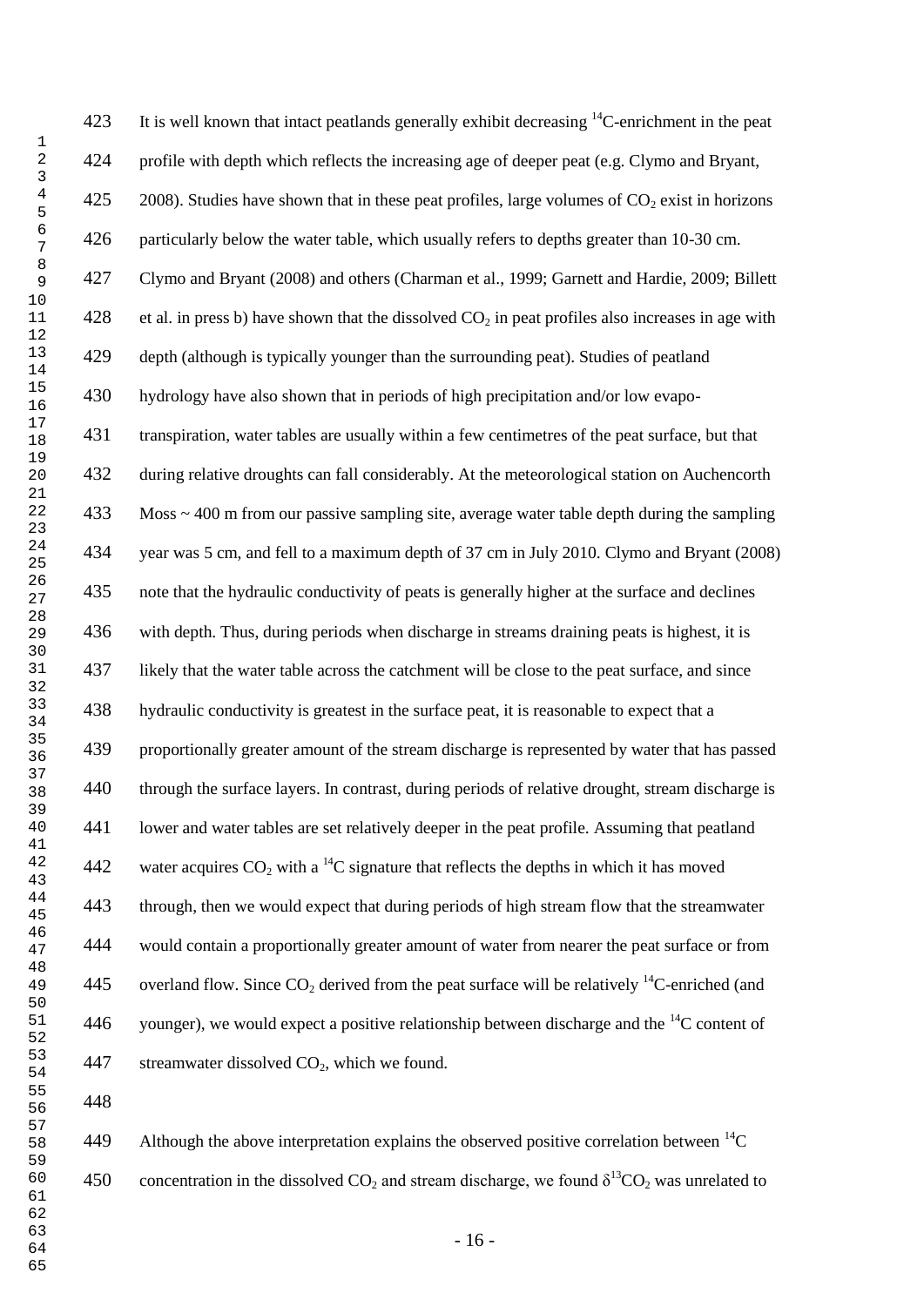It is well known that intact peatlands generally exhibit decreasing $^{14}C$-enrichment in the peat profile with depth which reflects the increasing age of deeper peat (e.g. Clymo and Bryant, 2008). Studies have shown that in these peat profiles, large volumes of $CO_2$ exist in horizons particularly below the water table, which usually refers to depths greater than 10-30 cm. Clymo and Bryant (2008) and others (Charman et al., 1999; Garnett and Hardie, 2009; Billett et al. in press b) have shown that the dissolved $CO_2$ in peat profiles also increases in age with depth (although is typically younger than the surrounding peat). Studies of peatland hydrology have also shown that in periods of high precipitation and/or low evapo-transpiration, water tables are usually within a few centimetres of the peat surface, but that during relative droughts can fall considerably. At the meteorological station on Auchencorth Moss ~ 400 m from our passive sampling site, average water table depth during the sampling year was 5 cm, and fell to a maximum depth of 37 cm in July 2010. Clymo and Bryant (2008) note that the hydraulic conductivity of peats is generally higher at the surface and declines with depth. Thus, during periods when discharge in streams draining peats is highest, it is likely that the water table across the catchment will be close to the peat surface, and since hydraulic conductivity is greatest in the surface peat, it is reasonable to expect that a proportionally greater amount of the stream discharge is represented by water that has passed through the surface layers. In contrast, during periods of relative drought, stream discharge is lower and water tables are set relatively deeper in the peat profile. Assuming that peatland water acquires $CO_2$ with a $^{14}C$ signature that reflects the depths in which it has moved through, then we would expect that during periods of high stream flow that the streamwater would contain a proportionally greater amount of water from nearer the peat surface or from overland flow. Since $CO_2$ derived from the peat surface will be relatively $^{14}C$-enriched (and younger), we would expect a positive relationship between discharge and the $^{14}C$ content of streamwater dissolved $CO_2$, which we found.

Although the above interpretation explains the observed positive correlation between $^{14}C$ concentration in the dissolved $CO_2$ and stream discharge, we found $\delta^{13}CO_2$ was unrelated to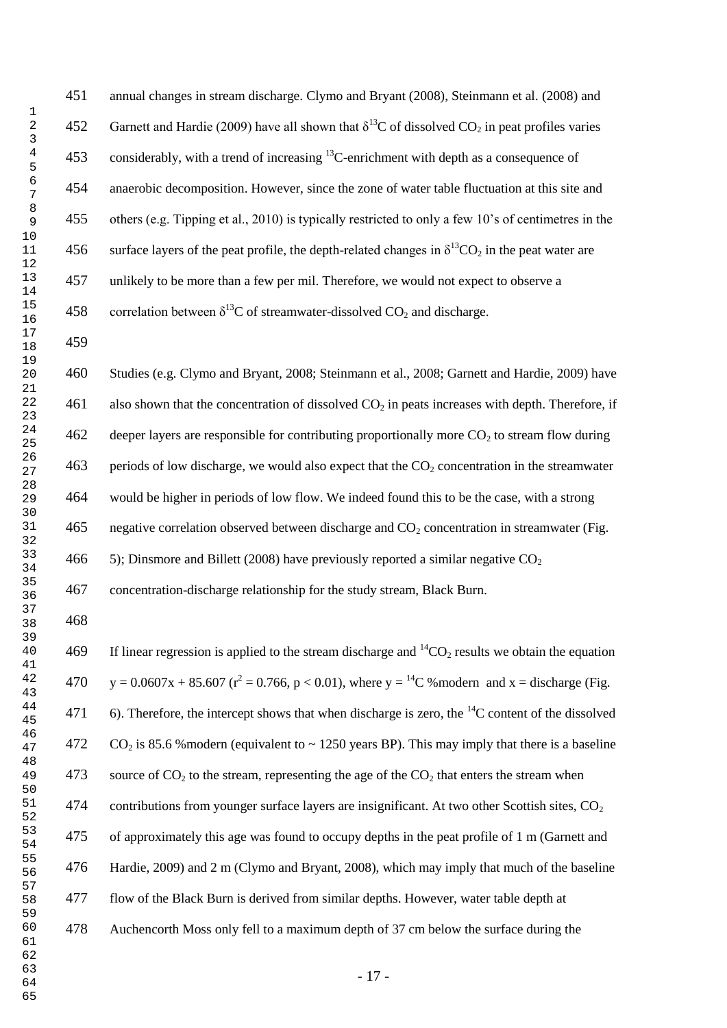annual changes in stream discharge. Clymo and Bryant (2008), Steinmann et al. (2008) and Garnett and Hardie (2009) have all shown that $\delta^{13}C$ of dissolved $CO_2$ in peat profiles varies considerably, with a trend of increasing $^{13}C$-enrichment with depth as a consequence of anaerobic decomposition. However, since the zone of water table fluctuation at this site and others (e.g. Tipping et al., 2010) is typically restricted to only a few 10's of centimetres in the surface layers of the peat profile, the depth-related changes in $\delta^{13}CO_2$ in the peat water are unlikely to be more than a few per mil. Therefore, we would not expect to observe a correlation between $\delta^{13}C$ of streamwater-dissolved $CO_2$ and discharge.

Studies (e.g. Clymo and Bryant, 2008; Steinmann et al., 2008; Garnett and Hardie, 2009) have also shown that the concentration of dissolved $CO_2$ in peats increases with depth. Therefore, if deeper layers are responsible for contributing proportionally more $CO_2$ to stream flow during periods of low discharge, we would also expect that the $CO_2$ concentration in the streamwater would be higher in periods of low flow. We indeed found this to be the case, with a strong negative correlation observed between discharge and $CO_2$ concentration in streamwater (Fig. 5); Dinsmore and Billett (2008) have previously reported a similar negative $CO_2$ concentration-discharge relationship for the study stream, Black Burn.

If linear regression is applied to the stream discharge and $^{14}CO_2$ results we obtain the equation $y = 0.0607x + 85.607$ ($r^2 = 0.766$, $p < 0.01$), where $y = {}^{14}C$ %modern and $x$ = discharge (Fig. 6). Therefore, the intercept shows that when discharge is zero, the $^{14}C$ content of the dissolved $CO_2$ is 85.6 %modern (equivalent to ~ 1250 years BP). This may imply that there is a baseline source of $CO_2$ to the stream, representing the age of the $CO_2$ that enters the stream when contributions from younger surface layers are insignificant. At two other Scottish sites, $CO_2$ of approximately this age was found to occupy depths in the peat profile of 1 m (Garnett and Hardie, 2009) and 2 m (Clymo and Bryant, 2008), which may imply that much of the baseline flow of the Black Burn is derived from similar depths. However, water table depth at Auchencorth Moss only fell to a maximum depth of 37 cm below the surface during the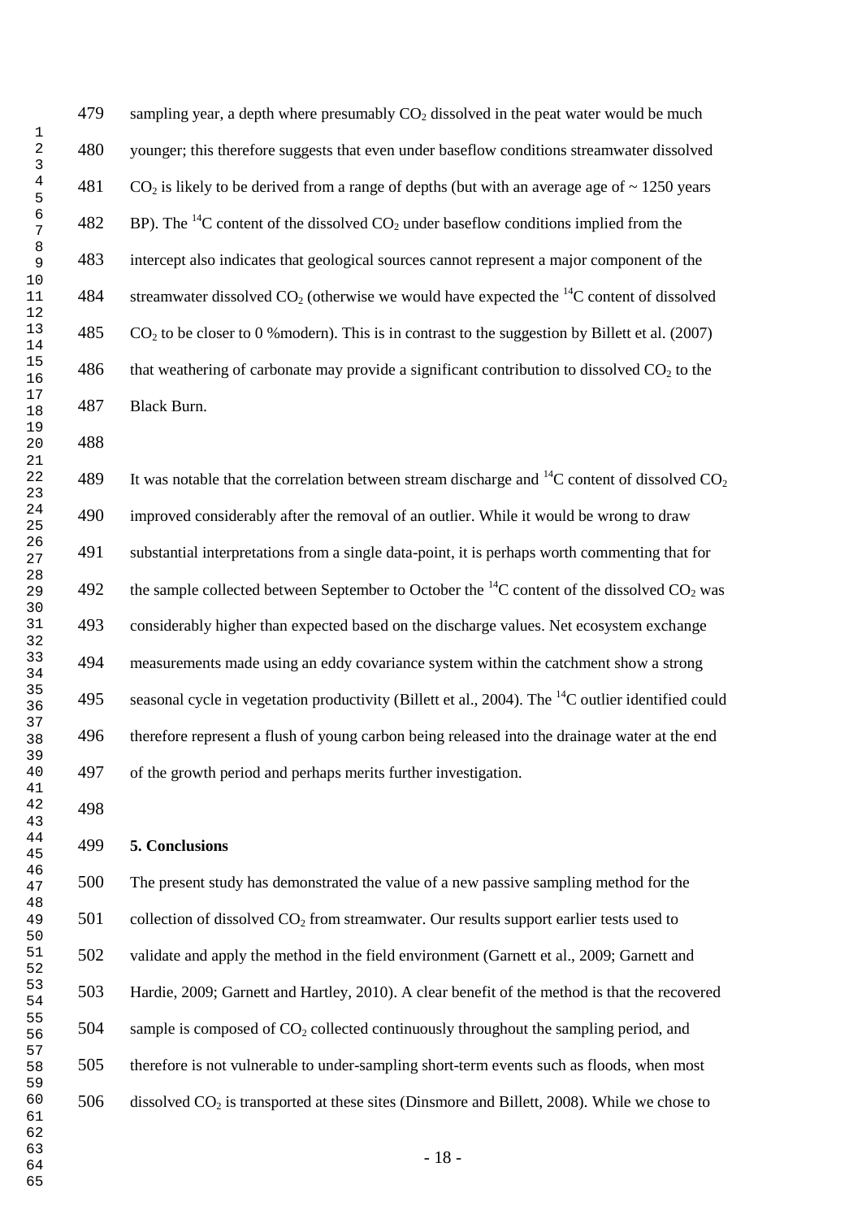sampling year, a depth where presumably $CO_2$ dissolved in the peat water would be much younger; this therefore suggests that even under baseflow conditions streamwater dissolved $CO_2$ is likely to be derived from a range of depths (but with an average age of ~ 1250 years BP). The $^{14}C$ content of the dissolved $CO_2$ under baseflow conditions implied from the intercept also indicates that geological sources cannot represent a major component of the streamwater dissolved $CO_2$ (otherwise we would have expected the $^{14}C$ content of dissolved $CO_2$ to be closer to 0 %modern). This is in contrast to the suggestion by Billett et al. (2007) that weathering of carbonate may provide a significant contribution to dissolved $CO_2$ to the Black Burn.

It was notable that the correlation between stream discharge and $^{14}C$ content of dissolved $CO_2$ improved considerably after the removal of an outlier. While it would be wrong to draw substantial interpretations from a single data-point, it is perhaps worth commenting that for the sample collected between September to October the $^{14}C$ content of the dissolved $CO_2$ was considerably higher than expected based on the discharge values. Net ecosystem exchange measurements made using an eddy covariance system within the catchment show a strong seasonal cycle in vegetation productivity (Billett et al., 2004). The $^{14}C$ outlier identified could therefore represent a flush of young carbon being released into the drainage water at the end of the growth period and perhaps merits further investigation.

## 5. Conclusions

The present study has demonstrated the value of a new passive sampling method for the collection of dissolved $CO_2$ from streamwater. Our results support earlier tests used to validate and apply the method in the field environment (Garnett et al., 2009; Garnett and Hardie, 2009; Garnett and Hartley, 2010). A clear benefit of the method is that the recovered sample is composed of $CO_2$ collected continuously throughout the sampling period, and therefore is not vulnerable to under-sampling short-term events such as floods, when most dissolved $CO_2$ is transported at these sites (Dinsmore and Billett, 2008). While we chose to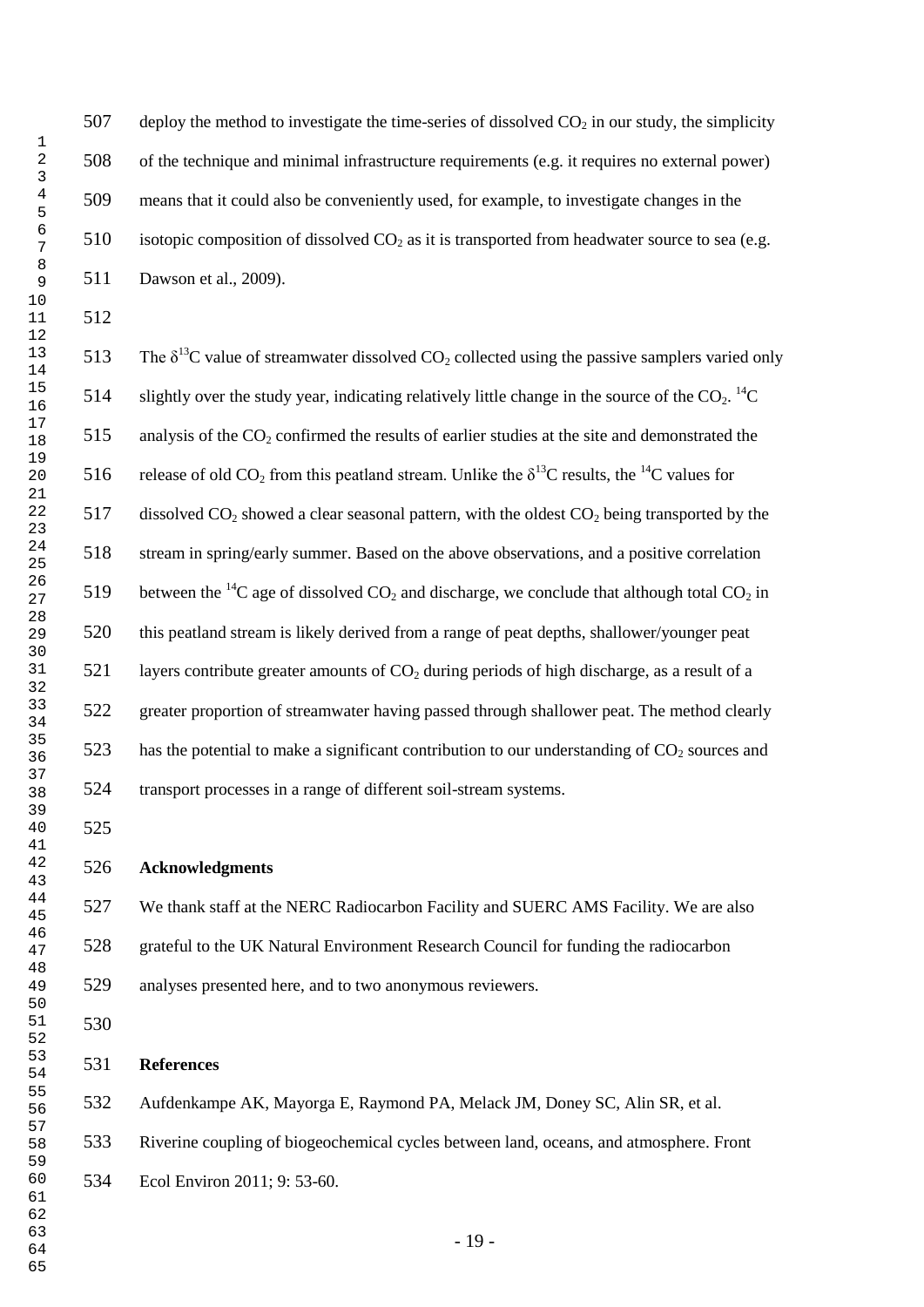deploy the method to investigate the time-series of dissolved $CO_2$ in our study, the simplicity of the technique and minimal infrastructure requirements (e.g. it requires no external power) means that it could also be conveniently used, for example, to investigate changes in the isotopic composition of dissolved $CO_2$ as it is transported from headwater source to sea (e.g. Dawson et al., 2009).

The $\delta^{13}C$ value of streamwater dissolved $CO_2$ collected using the passive samplers varied only slightly over the study year, indicating relatively little change in the source of the $CO_2$. $^{14}C$ analysis of the $CO_2$ confirmed the results of earlier studies at the site and demonstrated the release of old $CO_2$ from this peatland stream. Unlike the $\delta^{13}C$ results, the $^{14}C$ values for dissolved $CO_2$ showed a clear seasonal pattern, with the oldest $CO_2$ being transported by the stream in spring/early summer. Based on the above observations, and a positive correlation between the $^{14}C$ age of dissolved $CO_2$ and discharge, we conclude that although total $CO_2$ in this peatland stream is likely derived from a range of peat depths, shallower/younger peat layers contribute greater amounts of $CO_2$ during periods of high discharge, as a result of a greater proportion of streamwater having passed through shallower peat. The method clearly has the potential to make a significant contribution to our understanding of $CO_2$ sources and transport processes in a range of different soil-stream systems.

## Acknowledgments

We thank staff at the NERC Radiocarbon Facility and SUERC AMS Facility. We are also grateful to the UK Natural Environment Research Council for funding the radiocarbon analyses presented here, and to two anonymous reviewers.

## References

Aufdenkampe AK, Mayorga E, Raymond PA, Melack JM, Doney SC, Alin SR, et al. Riverine coupling of biogeochemical cycles between land, oceans, and atmosphere. Front Ecol Environ 2011; 9: 53-60.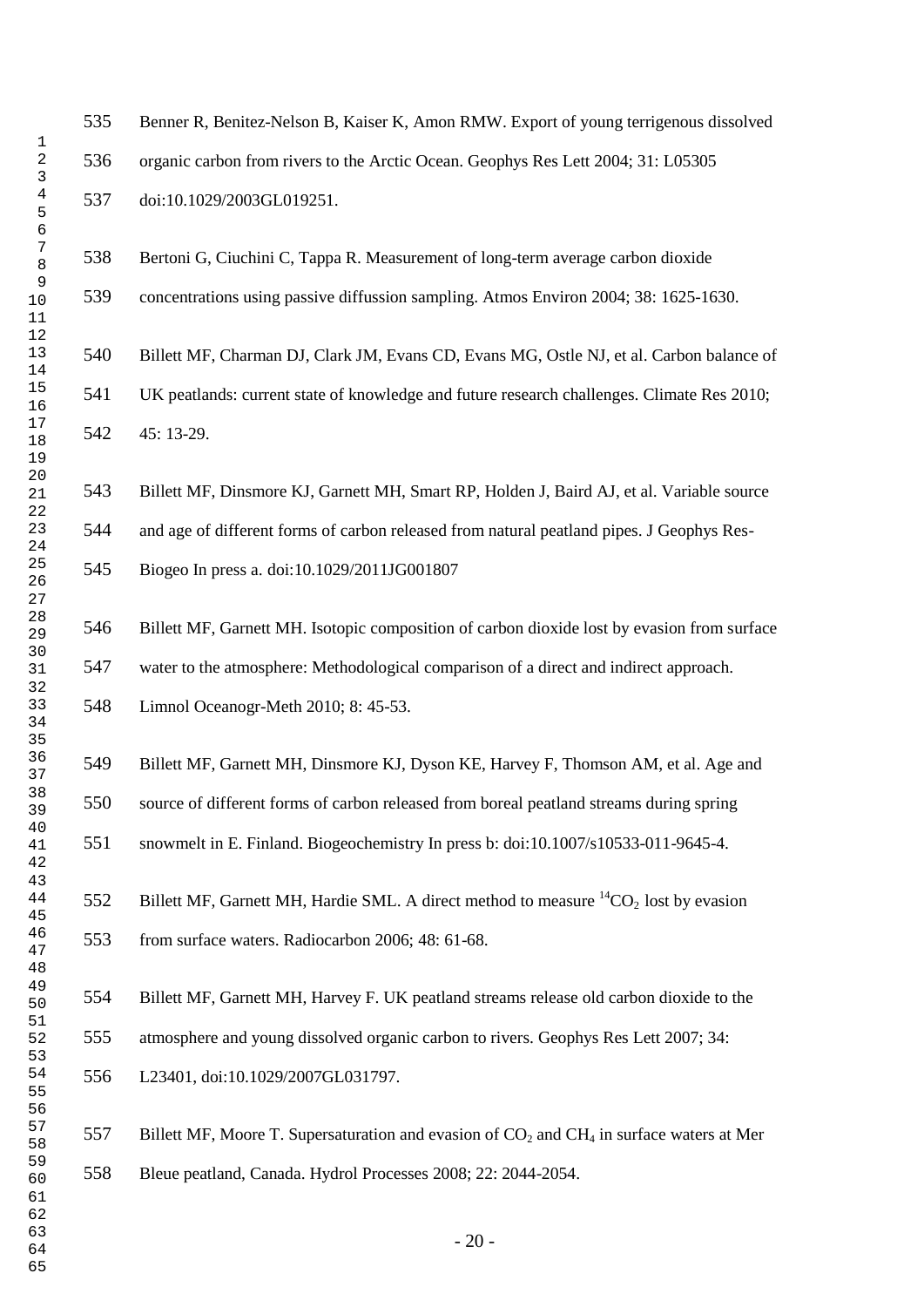Benner R, Benitez-Nelson B, Kaiser K, Amon RMW. Export of young terrigenous dissolved organic carbon from rivers to the Arctic Ocean. Geophys Res Lett 2004; 31: L05305 doi:10.1029/2003GL019251.

Bertoni G, Ciuchini C, Tappa R. Measurement of long-term average carbon dioxide concentrations using passive diffussion sampling. Atmos Environ 2004; 38: 1625-1630.

Billett MF, Charman DJ, Clark JM, Evans CD, Evans MG, Ostle NJ, et al. Carbon balance of UK peatlands: current state of knowledge and future research challenges. Climate Res 2010; 45: 13-29.

Billett MF, Dinsmore KJ, Garnett MH, Smart RP, Holden J, Baird AJ, et al. Variable source and age of different forms of carbon released from natural peatland pipes. J Geophys Res-Biogeo In press a. doi:10.1029/2011JG001807

Billett MF, Garnett MH. Isotopic composition of carbon dioxide lost by evasion from surface water to the atmosphere: Methodological comparison of a direct and indirect approach. Limnol Oceanogr-Meth 2010; 8: 45-53.

Billett MF, Garnett MH, Dinsmore KJ, Dyson KE, Harvey F, Thomson AM, et al. Age and source of different forms of carbon released from boreal peatland streams during spring snowmelt in E. Finland. Biogeochemistry In press b: doi:10.1007/s10533-011-9645-4.

Billett MF, Garnett MH, Hardie SML. A direct method to measure $^{14}CO_2$ lost by evasion from surface waters. Radiocarbon 2006; 48: 61-68.

Billett MF, Garnett MH, Harvey F. UK peatland streams release old carbon dioxide to the atmosphere and young dissolved organic carbon to rivers. Geophys Res Lett 2007; 34: L23401, doi:10.1029/2007GL031797.

Billett MF, Moore T. Supersaturation and evasion of $CO_2$ and $CH_4$ in surface waters at Mer Bleue peatland, Canada. Hydrol Processes 2008; 22: 2044-2054.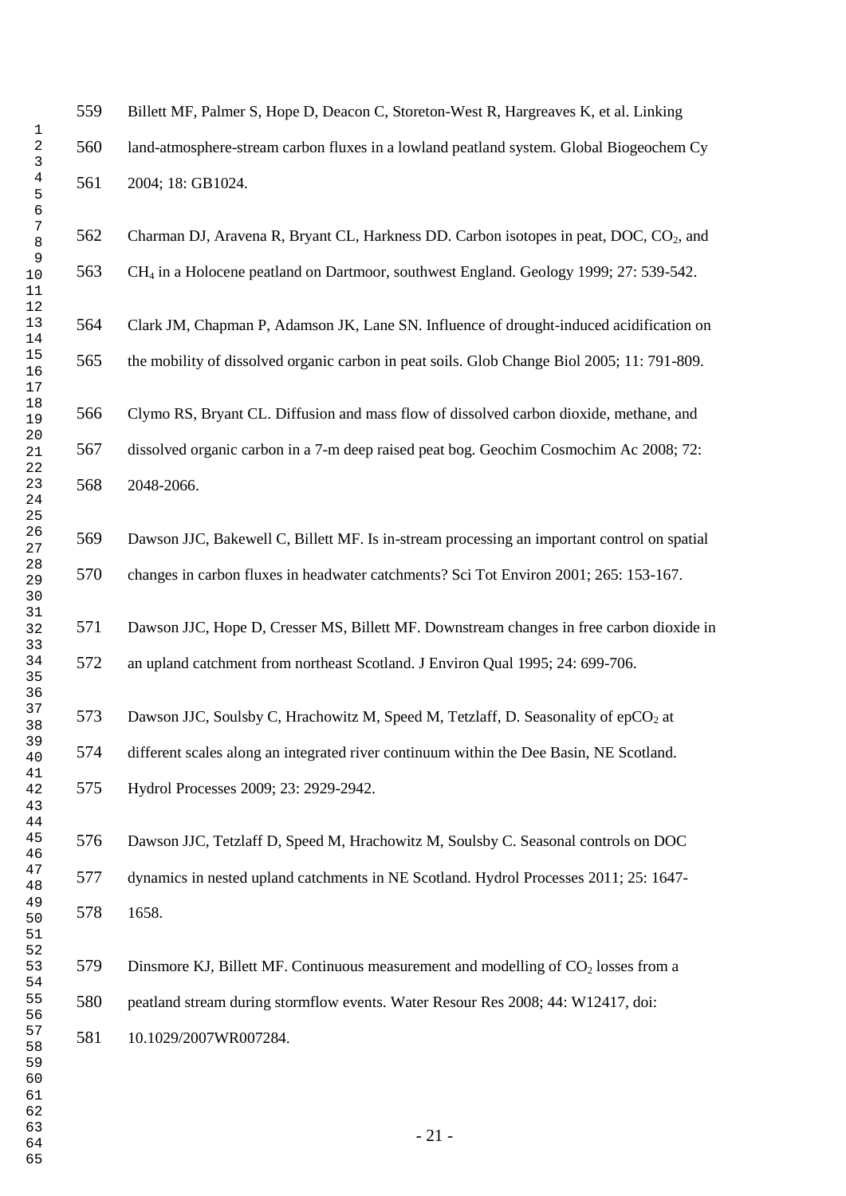Billett MF, Palmer S, Hope D, Deacon C, Storeton-West R, Hargreaves K, et al. Linking land-atmosphere-stream carbon fluxes in a lowland peatland system. Global Biogeochem Cy 2004; 18: GB1024.

Charman DJ, Aravena R, Bryant CL, Harkness DD. Carbon isotopes in peat, DOC, $CO_2$, and $CH_4$ in a Holocene peatland on Dartmoor, southwest England. Geology 1999; 27: 539-542.

Clark JM, Chapman P, Adamson JK, Lane SN. Influence of drought-induced acidification on the mobility of dissolved organic carbon in peat soils. Glob Change Biol 2005; 11: 791-809.

Clymo RS, Bryant CL. Diffusion and mass flow of dissolved carbon dioxide, methane, and dissolved organic carbon in a 7-m deep raised peat bog. Geochim Cosmochim Ac 2008; 72: 2048-2066.

Dawson JJC, Bakewell C, Billett MF. Is in-stream processing an important control on spatial changes in carbon fluxes in headwater catchments? Sci Tot Environ 2001; 265: 153-167.

Dawson JJC, Hope D, Cresser MS, Billett MF. Downstream changes in free carbon dioxide in an upland catchment from northeast Scotland. J Environ Qual 1995; 24: 699-706.

Dawson JJC, Soulsby C, Hrachowitz M, Speed M, Tetzlaff, D. Seasonality of $epCO_2$ at different scales along an integrated river continuum within the Dee Basin, NE Scotland. Hydrol Processes 2009; 23: 2929-2942.

Dawson JJC, Tetzlaff D, Speed M, Hrachowitz M, Soulsby C. Seasonal controls on DOC dynamics in nested upland catchments in NE Scotland. Hydrol Processes 2011; 25: 1647-1658.

Dinsmore KJ, Billett MF. Continuous measurement and modelling of $CO_2$ losses from a peatland stream during stormflow events. Water Resour Res 2008; 44: W12417, doi: 10.1029/2007WR007284.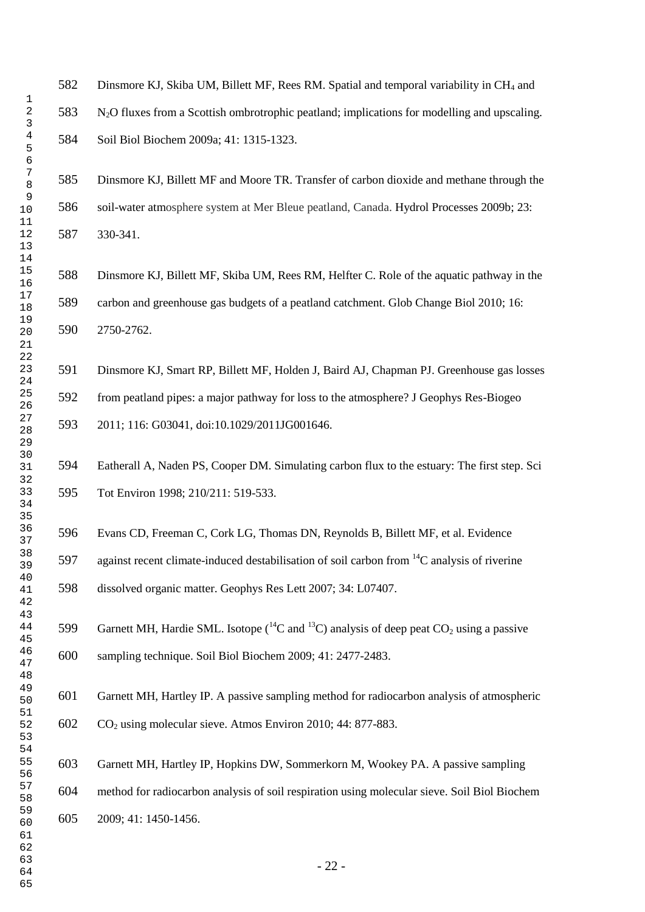Dinsmore KJ, Skiba UM, Billett MF, Rees RM. Spatial and temporal variability in $CH_4$ and $N_2O$ fluxes from a Scottish ombrotrophic peatland; implications for modelling and upscaling. Soil Biol Biochem 2009a; 41: 1315-1323.

Dinsmore KJ, Billett MF and Moore TR. Transfer of carbon dioxide and methane through the soil-water atmosphere system at Mer Bleue peatland, Canada. Hydrol Processes 2009b; 23: 330-341.

Dinsmore KJ, Billett MF, Skiba UM, Rees RM, Helfter C. Role of the aquatic pathway in the carbon and greenhouse gas budgets of a peatland catchment. Glob Change Biol 2010; 16: 2750-2762.

Dinsmore KJ, Smart RP, Billett MF, Holden J, Baird AJ, Chapman PJ. Greenhouse gas losses from peatland pipes: a major pathway for loss to the atmosphere? J Geophys Res-Biogeo 2011; 116: G03041, doi:10.1029/2011JG001646.

Eatherall A, Naden PS, Cooper DM. Simulating carbon flux to the estuary: The first step. Sci Tot Environ 1998; 210/211: 519-533.

Evans CD, Freeman C, Cork LG, Thomas DN, Reynolds B, Billett MF, et al. Evidence against recent climate-induced destabilisation of soil carbon from $^{14}C$ analysis of riverine dissolved organic matter. Geophys Res Lett 2007; 34: L07407.

Garnett MH, Hardie SML. Isotope ($^{14}C$ and $^{13}C$) analysis of deep peat $CO_2$ using a passive sampling technique. Soil Biol Biochem 2009; 41: 2477-2483.

Garnett MH, Hartley IP. A passive sampling method for radiocarbon analysis of atmospheric $CO_2$ using molecular sieve. Atmos Environ 2010; 44: 877-883.

Garnett MH, Hartley IP, Hopkins DW, Sommerkorn M, Wookey PA. A passive sampling method for radiocarbon analysis of soil respiration using molecular sieve. Soil Biol Biochem 2009; 41: 1450-1456.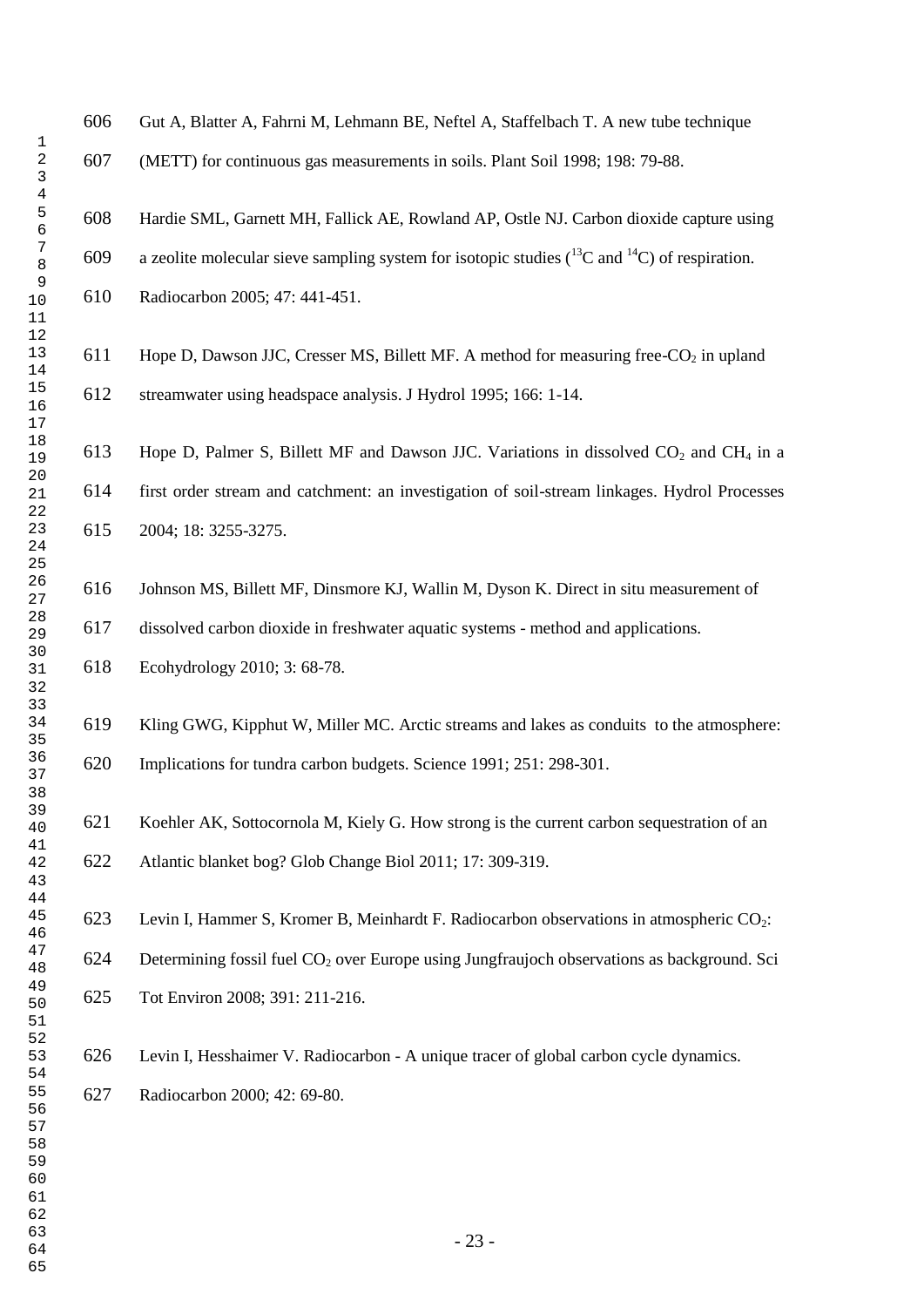Gut A, Blatter A, Fahrni M, Lehmann BE, Neftel A, Staffelbach T. A new tube technique (METT) for continuous gas measurements in soils. Plant Soil 1998; 198: 79-88.

Hardie SML, Garnett MH, Fallick AE, Rowland AP, Ostle NJ. Carbon dioxide capture using a zeolite molecular sieve sampling system for isotopic studies ($^{13}C$ and $^{14}C$) of respiration. Radiocarbon 2005; 47: 441-451.

Hope D, Dawson JJC, Cresser MS, Billett MF. A method for measuring free-$CO_2$ in upland streamwater using headspace analysis. J Hydrol 1995; 166: 1-14.

Hope D, Palmer S, Billett MF and Dawson JJC. Variations in dissolved $CO_2$ and $CH_4$ in a first order stream and catchment: an investigation of soil-stream linkages. Hydrol Processes 2004; 18: 3255-3275.

Johnson MS, Billett MF, Dinsmore KJ, Wallin M, Dyson K. Direct in situ measurement of dissolved carbon dioxide in freshwater aquatic systems - method and applications. Ecohydrology 2010; 3: 68-78.

Kling GWG, Kipphut W, Miller MC. Arctic streams and lakes as conduits to the atmosphere: Implications for tundra carbon budgets. Science 1991; 251: 298-301.

Koehler AK, Sottocornola M, Kiely G. How strong is the current carbon sequestration of an Atlantic blanket bog? Glob Change Biol 2011; 17: 309-319.

Levin I, Hammer S, Kromer B, Meinhardt F. Radiocarbon observations in atmospheric $CO_2$: Determining fossil fuel $CO_2$ over Europe using Jungfraujoch observations as background. Sci Tot Environ 2008; 391: 211-216.

Levin I, Hesshaimer V. Radiocarbon - A unique tracer of global carbon cycle dynamics. Radiocarbon 2000; 42: 69-80.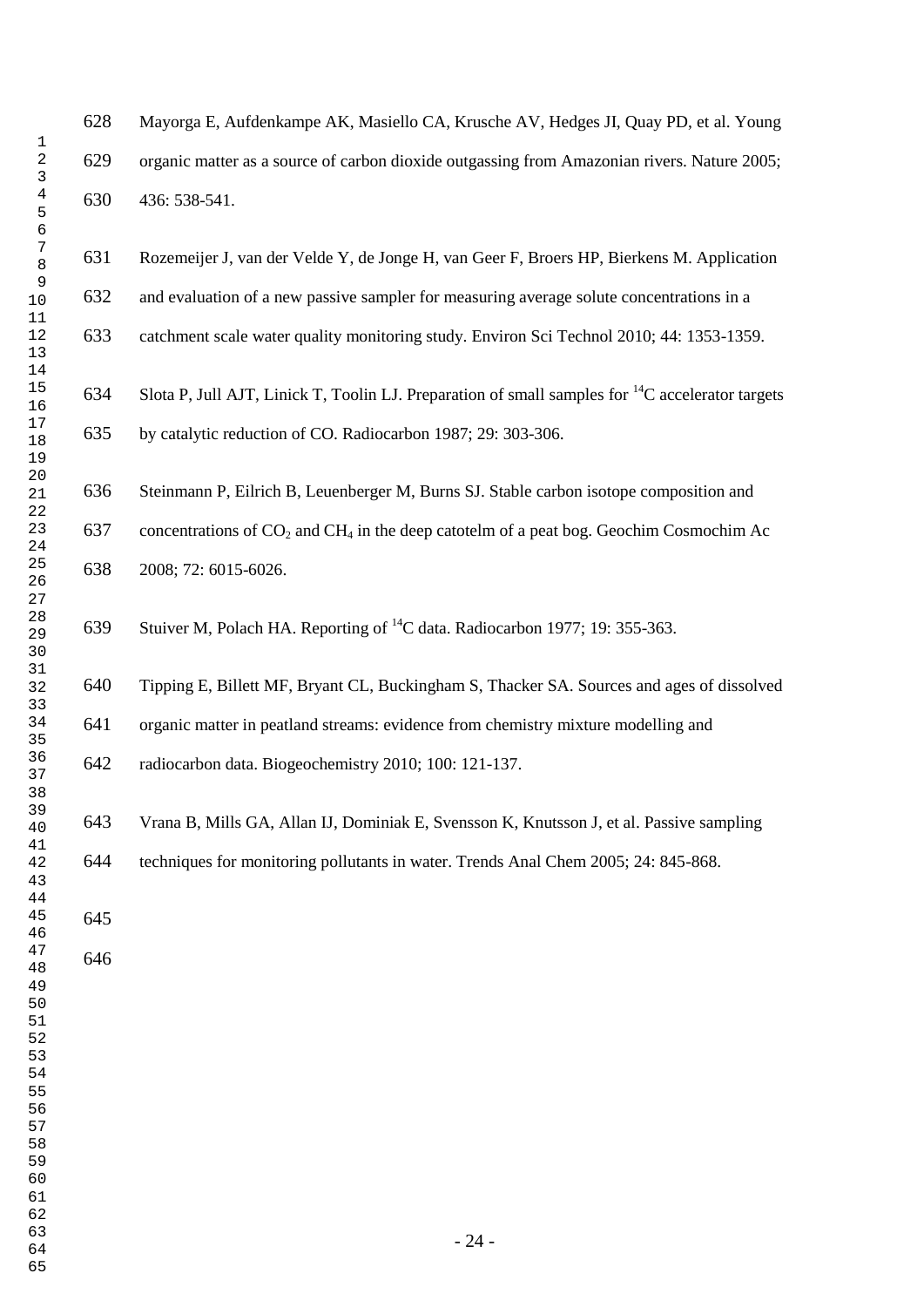Mayorga E, Aufdenkampe AK, Masiello CA, Krusche AV, Hedges JI, Quay PD, et al. Young organic matter as a source of carbon dioxide outgassing from Amazonian rivers. Nature 2005; 436: 538-541.

Rozemeijer J, van der Velde Y, de Jonge H, van Geer F, Broers HP, Bierkens M. Application and evaluation of a new passive sampler for measuring average solute concentrations in a catchment scale water quality monitoring study. Environ Sci Technol 2010; 44: 1353-1359.

Slota P, Jull AJT, Linick T, Toolin LJ. Preparation of small samples for $^{14}C$ accelerator targets by catalytic reduction of CO. Radiocarbon 1987; 29: 303-306.

Steinmann P, Eilrich B, Leuenberger M, Burns SJ. Stable carbon isotope composition and concentrations of $CO_2$ and $CH_4$ in the deep catotelm of a peat bog. Geochim Cosmochim Ac 2008; 72: 6015-6026.

Stuiver M, Polach HA. Reporting of $^{14}C$ data. Radiocarbon 1977; 19: 355-363.

Tipping E, Billett MF, Bryant CL, Buckingham S, Thacker SA. Sources and ages of dissolved organic matter in peatland streams: evidence from chemistry mixture modelling and radiocarbon data. Biogeochemistry 2010; 100: 121-137.

Vrana B, Mills GA, Allan IJ, Dominiak E, Svensson K, Knutsson J, et al. Passive sampling techniques for monitoring pollutants in water. Trends Anal Chem 2005; 24: 845-868.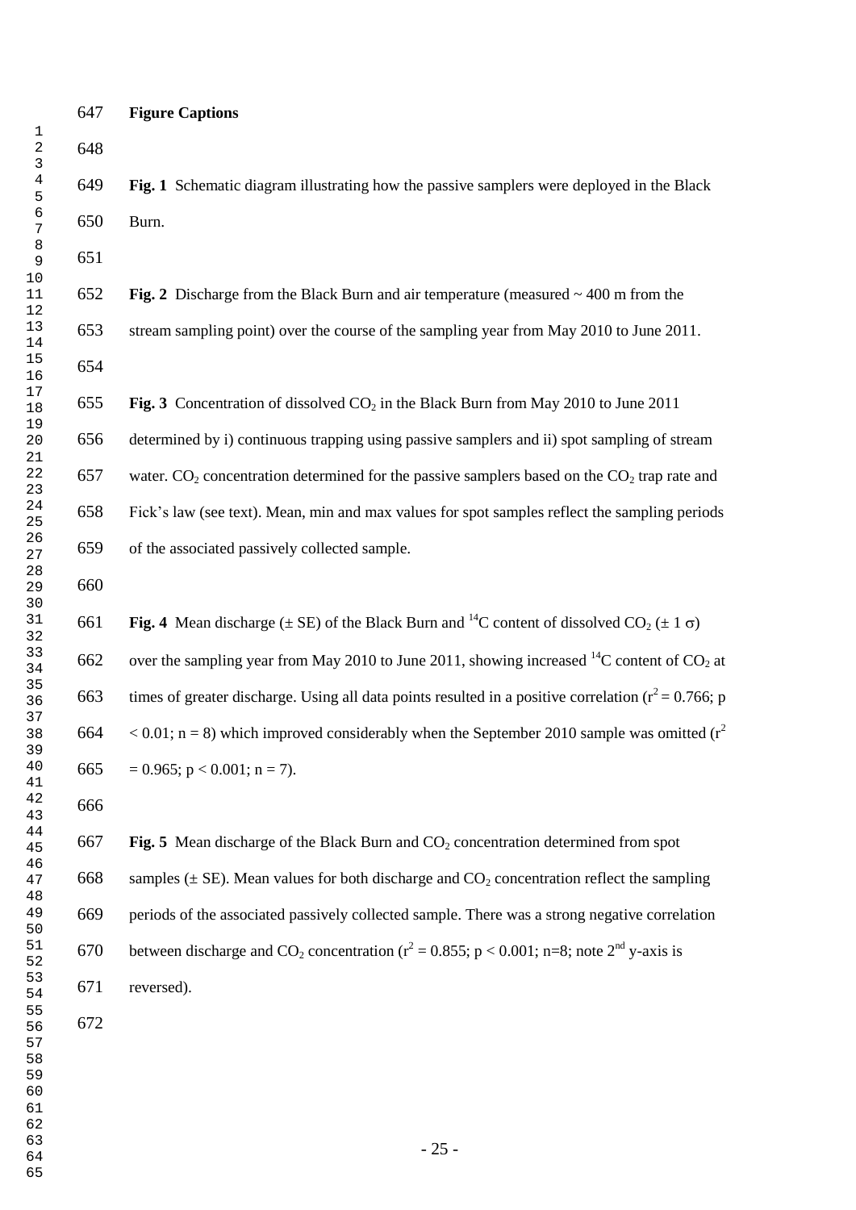**Figure Captions**

**Fig. 1** Schematic diagram illustrating how the passive samplers were deployed in the Black Burn.

**Fig. 2** Discharge from the Black Burn and air temperature (measured ~ 400 m from the stream sampling point) over the course of the sampling year from May 2010 to June 2011.

**Fig. 3** Concentration of dissolved $CO_2$ in the Black Burn from May 2010 to June 2011 determined by i) continuous trapping using passive samplers and ii) spot sampling of stream water. $CO_2$ concentration determined for the passive samplers based on the $CO_2$ trap rate and Fick's law (see text). Mean, min and max values for spot samples reflect the sampling periods of the associated passively collected sample.

**Fig. 4** Mean discharge ($\pm$ SE) of the Black Burn and $^{14}C$ content of dissolved $CO_2$ ($\pm 1\ \sigma$) over the sampling year from May 2010 to June 2011, showing increased $^{14}C$ content of $CO_2$ at times of greater discharge. Using all data points resulted in a positive correlation ($r^2 = 0.766$; $p < 0.01$; $n = 8$) which improved considerably when the September 2010 sample was omitted ($r^2 = 0.965$; $p < 0.001$; $n = 7$).

**Fig. 5** Mean discharge of the Black Burn and $CO_2$ concentration determined from spot samples ($\pm$ SE). Mean values for both discharge and $CO_2$ concentration reflect the sampling periods of the associated passively collected sample. There was a strong negative correlation between discharge and $CO_2$ concentration ($r^2 = 0.855$; $p < 0.001$; n=8; note 2[nd] y-axis is reversed).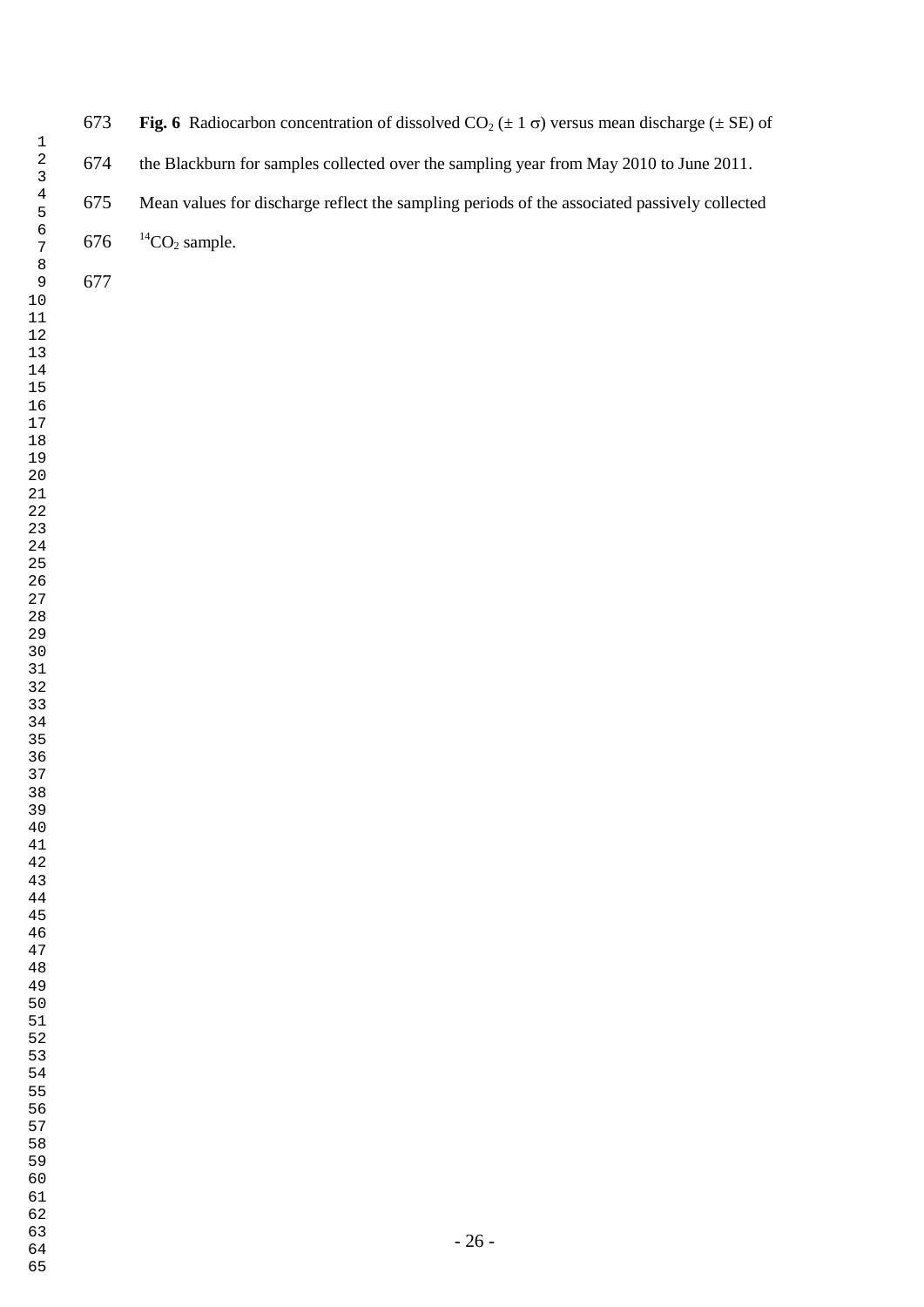**Fig. 6** Radiocarbon concentration of dissolved $CO_2$ (± 1 σ) versus mean discharge (± SE) of the Blackburn for samples collected over the sampling year from May 2010 to June 2011. Mean values for discharge reflect the sampling periods of the associated passively collected $^{14}CO_2$ sample.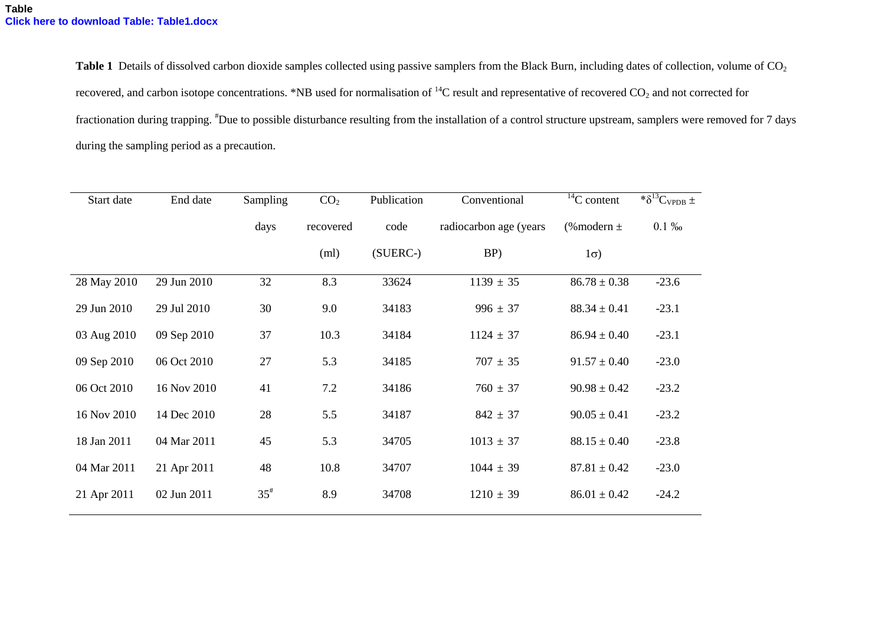Table
Click here to download Table: Table1.docx

**Table 1** Details of dissolved carbon dioxide samples collected using passive samplers from the Black Burn, including dates of collection, volume of $CO_2$ recovered, and carbon isotope concentrations. *NB used for normalisation of $^{14}C$ result and representative of recovered $CO_2$ and not corrected for fractionation during trapping. #Due to possible disturbance resulting from the installation of a control structure upstream, samplers were removed for 7 days during the sampling period as a precaution.

| Start date | End date | Sampling days | $CO_2$ recovered (ml) | Publication code (SUERC-) | Conventional radiocarbon age (years BP) | $^{14}C$ content (%modern ± 1σ) | *$\delta^{13}C_{VPDB}$ ± 0.1 ‰ |
|---|---|---|---|---|---|---|---|
| 28 May 2010 | 29 Jun 2010 | 32 | 8.3 | 33624 | 1139 ± 35 | 86.78 ± 0.38 | -23.6 |
| 29 Jun 2010 | 29 Jul 2010 | 30 | 9.0 | 34183 | 996 ± 37 | 88.34 ± 0.41 | -23.1 |
| 03 Aug 2010 | 09 Sep 2010 | 37 | 10.3 | 34184 | 1124 ± 37 | 86.94 ± 0.40 | -23.1 |
| 09 Sep 2010 | 06 Oct 2010 | 27 | 5.3 | 34185 | 707 ± 35 | 91.57 ± 0.40 | -23.0 |
| 06 Oct 2010 | 16 Nov 2010 | 41 | 7.2 | 34186 | 760 ± 37 | 90.98 ± 0.42 | -23.2 |
| 16 Nov 2010 | 14 Dec 2010 | 28 | 5.5 | 34187 | 842 ± 37 | 90.05 ± 0.41 | -23.2 |
| 18 Jan 2011 | 04 Mar 2011 | 45 | 5.3 | 34705 | 1013 ± 37 | 88.15 ± 0.40 | -23.8 |
| 04 Mar 2011 | 21 Apr 2011 | 48 | 10.8 | 34707 | 1044 ± 39 | 87.81 ± 0.42 | -23.0 |
| 21 Apr 2011 | 02 Jun 2011 | 35# | 8.9 | 34708 | 1210 ± 39 | 86.01 ± 0.42 | -24.2 |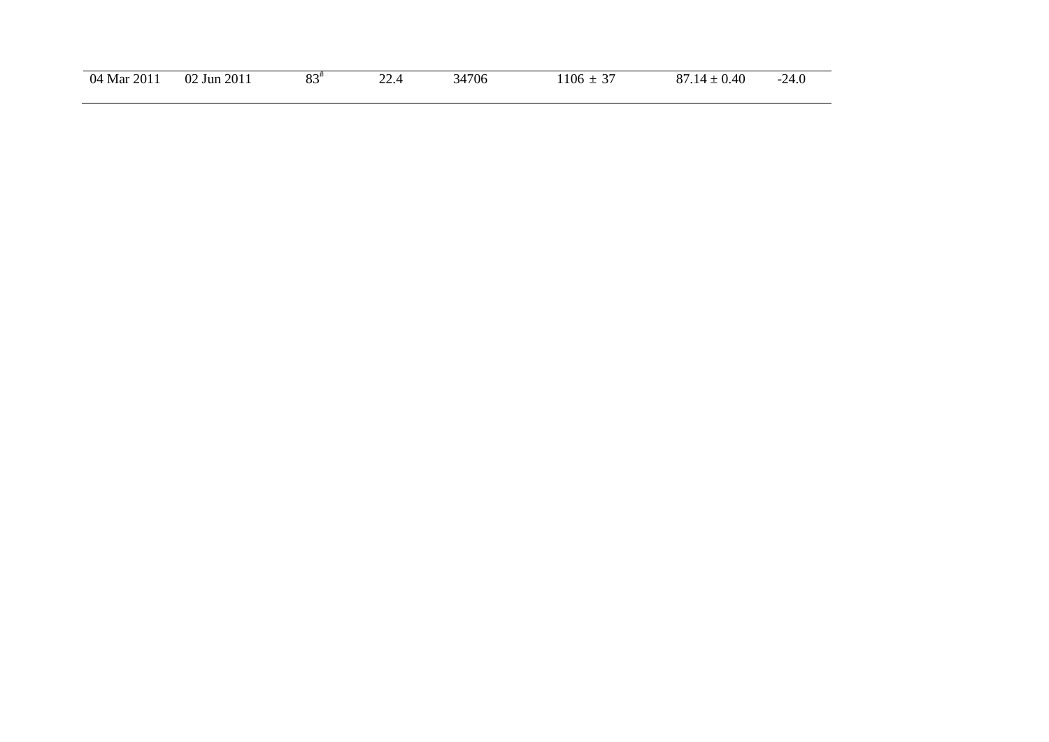| | | | | | | | |
|---|---|---|---|---|---|---|---|
| 04 Mar 2011 | 02 Jun 2011 | 83[#] | 22.4 | 34706 | 1106 ± 37 | 87.14 ± 0.40 | -24.0 |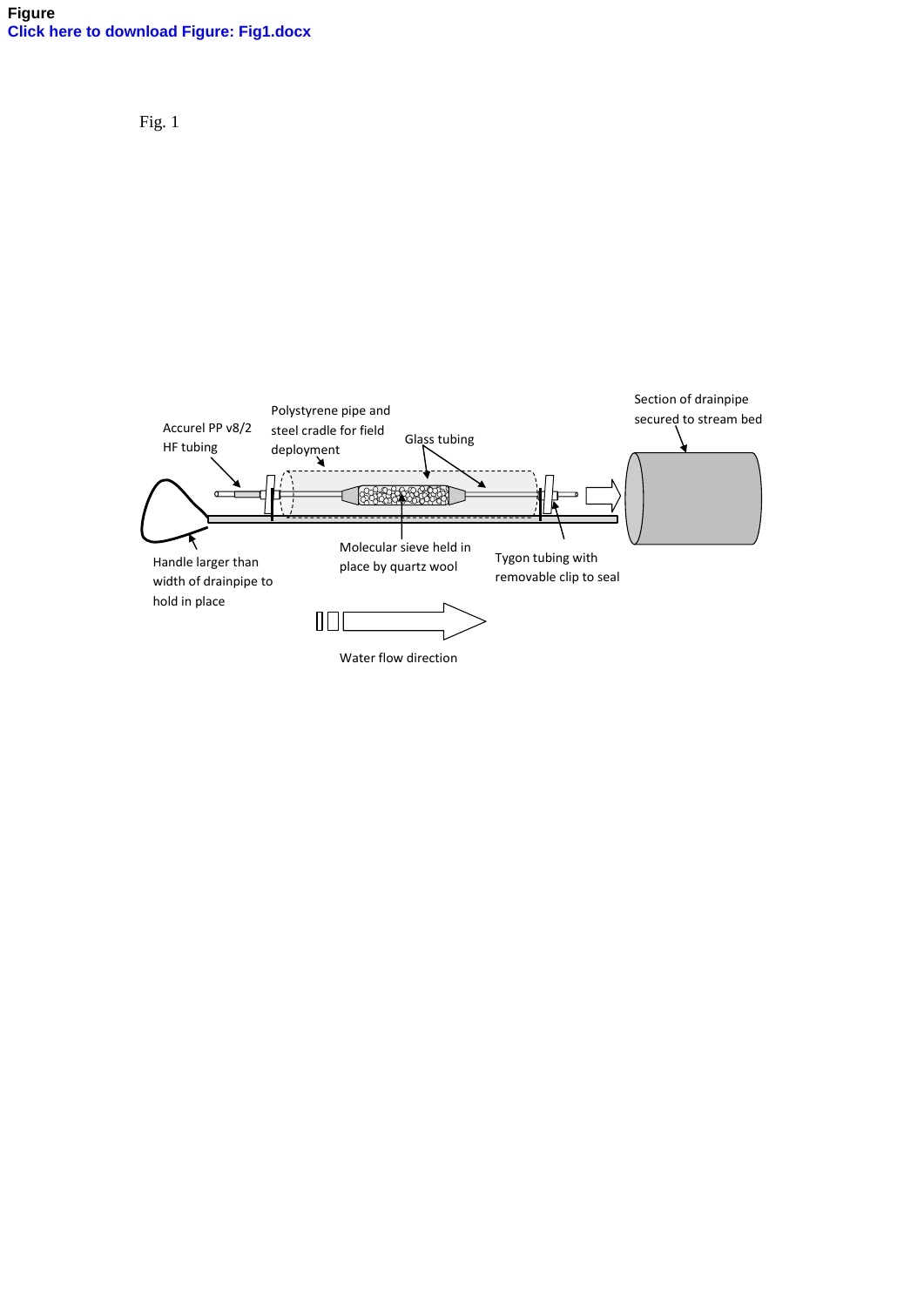Figure
Click here to download Figure: Fig1.docx

Fig. 1

Accurel PP v8/2 HF tubing

Polystyrene pipe and steel cradle for field deployment

Glass tubing

Section of drainpipe secured to stream bed

Handle larger than width of drainpipe to hold in place

Molecular sieve held in place by quartz wool

Tygon tubing with removable clip to seal

Water flow direction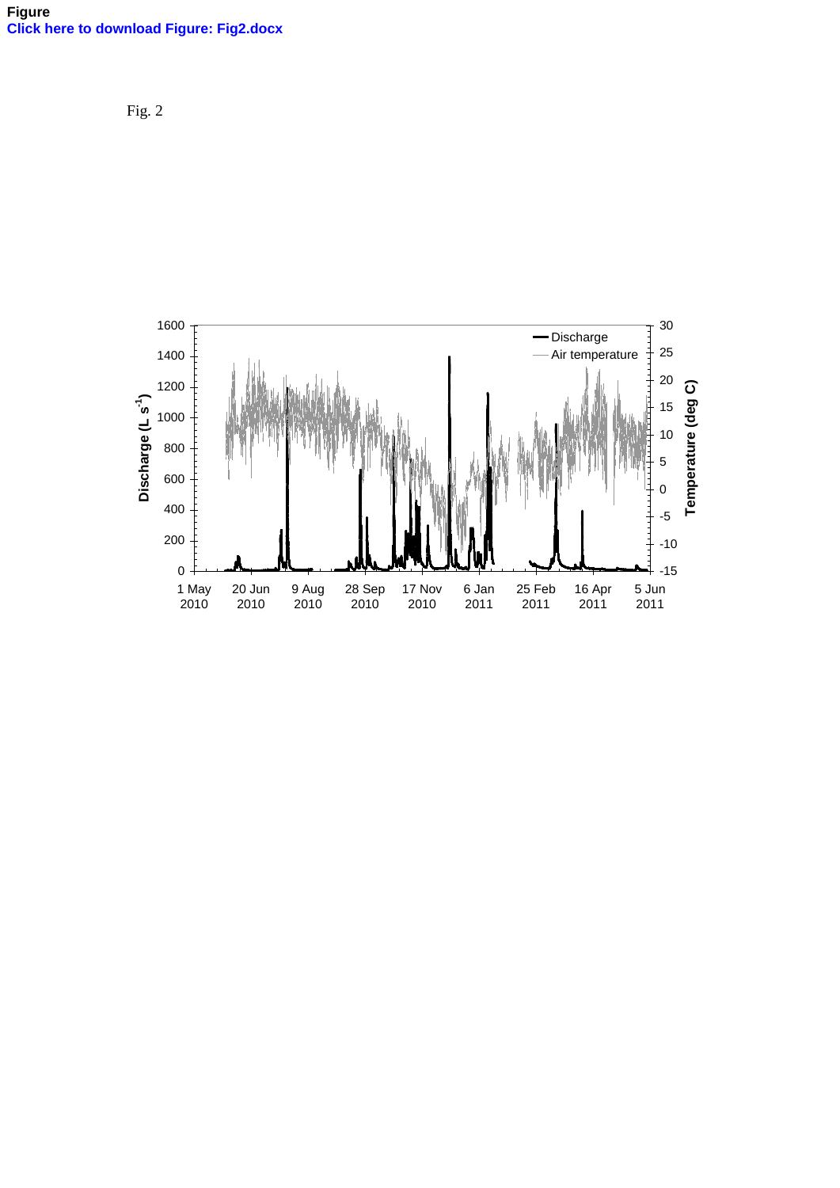**Figure**

**Click here to download Figure: Fig2.docx**

Fig. 2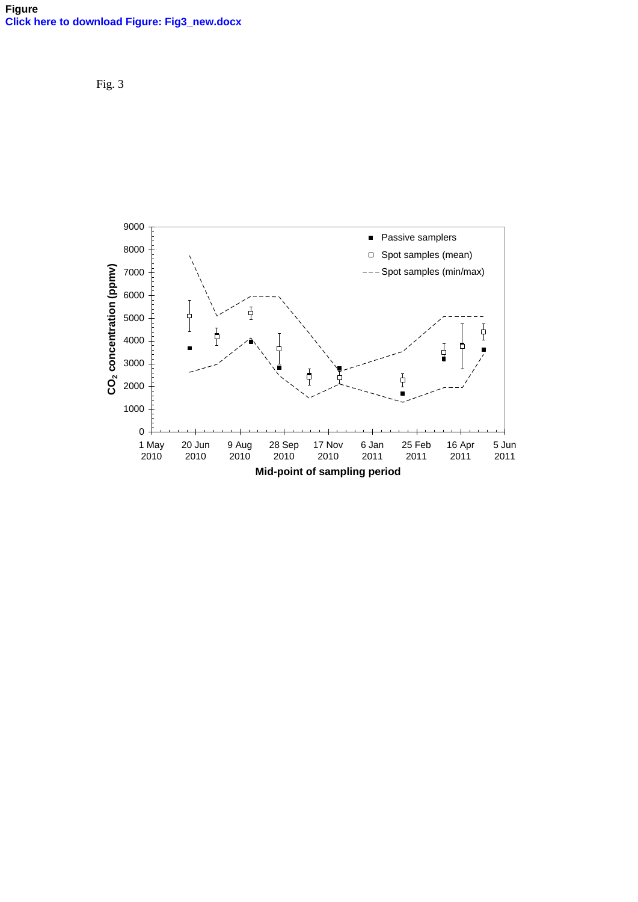Figure
Click here to download Figure: Fig3_new.docx

Fig. 3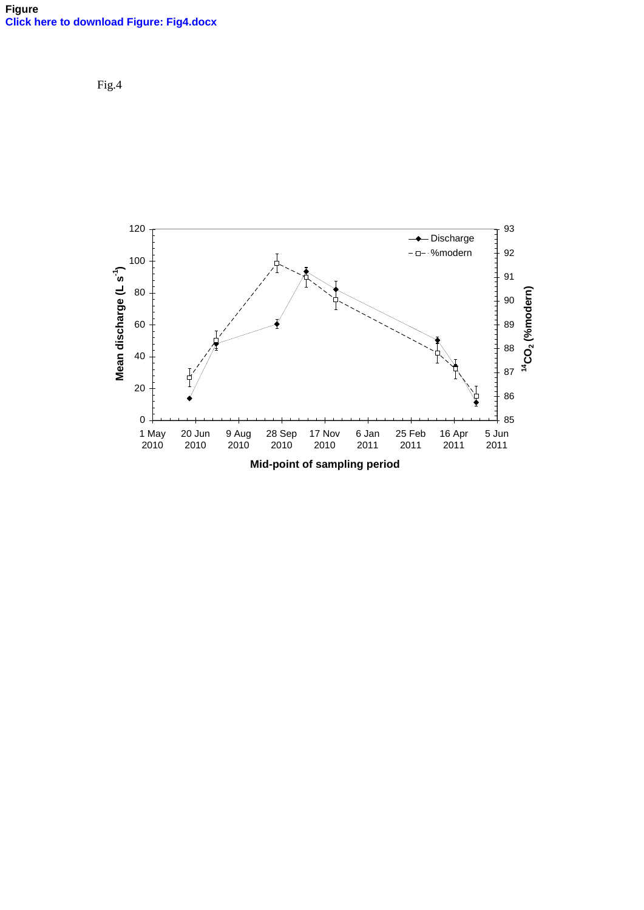Figure
Click here to download Figure: Fig4.docx

Fig.4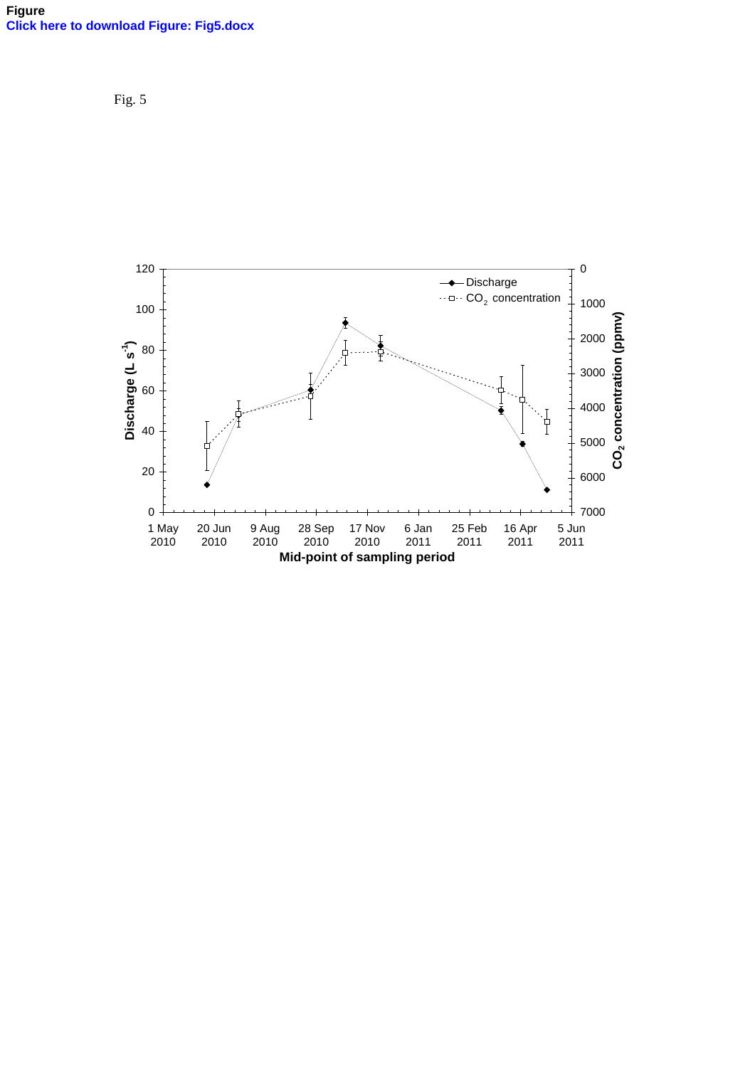**Figure**
**Click here to download Figure: Fig5.docx**

Fig. 5

| Mid-point of sampling period | Discharge ($L\ s^{-1}$) | $CO_2$ concentration (ppmv) |
|---|---|---|
| ~20 Jun 2010 | ~13 | ~5100 |
| ~5 Jul 2010 | ~48 | ~4200 |
| ~26 Sep 2010 | ~60 | ~4350 |
| ~13 Oct 2010 | ~93 | ~2400 |
| ~1 Nov 2010 | ~82 | ~2400 |
| ~1 Apr 2011 | ~50 | ~3500 |
| ~17 Apr 2011 | ~33 | ~3750 |
| ~26 May 2011 | ~11 | ~4400 |

Legend: Discharge; $CO_2$ concentration

x-axis: Mid-point of sampling period (1 May 2010, 20 Jun 2010, 9 Aug 2010, 28 Sep 2010, 17 Nov 2010, 6 Jan 2011, 25 Feb 2011, 16 Apr 2011, 5 Jun 2011)

Left y-axis: Discharge ($L\ s^{-1}$), 0–120

Right y-axis: $CO_2$ concentration (ppmv), 0–7000 (inverted)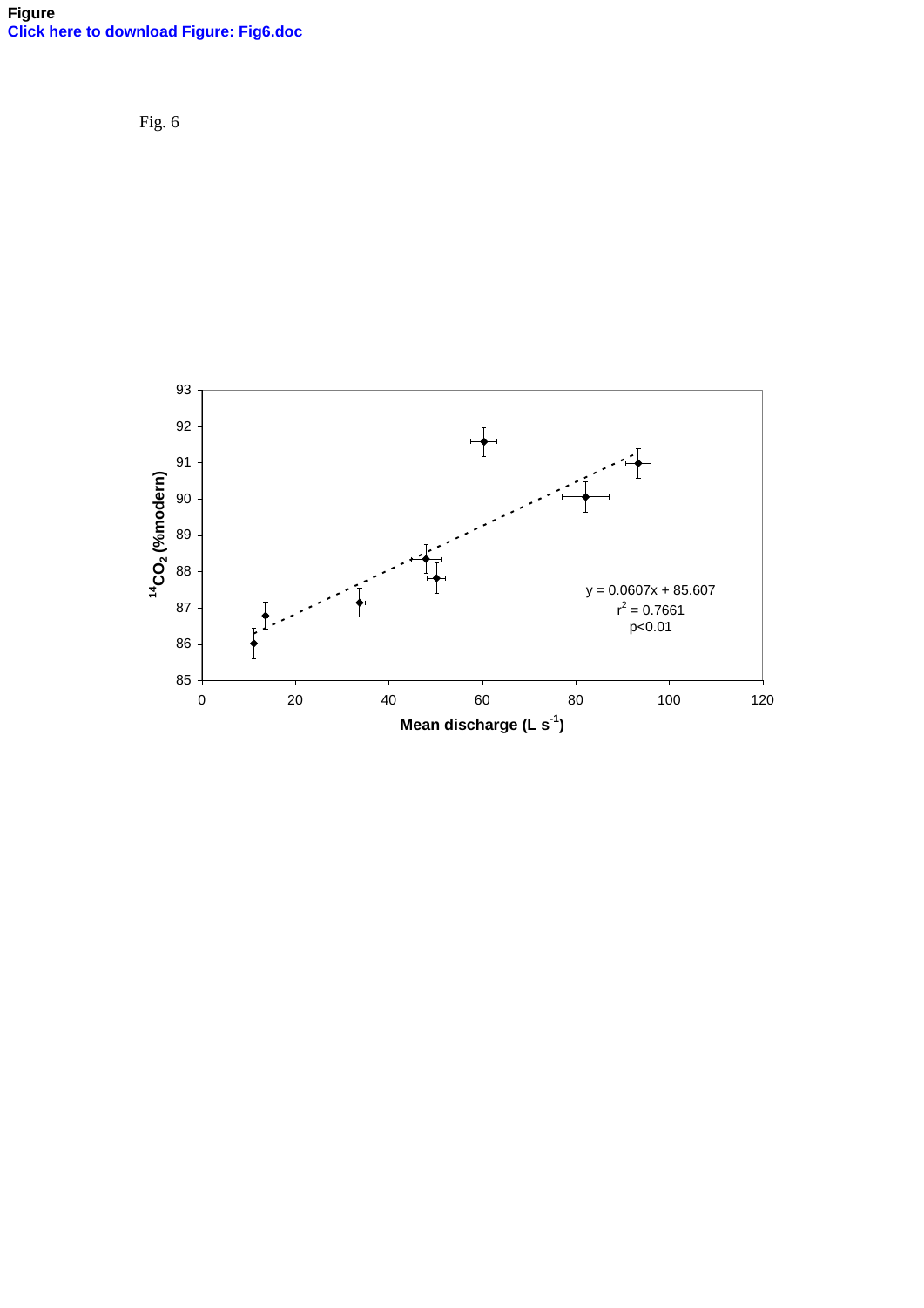**Figure**

**Click here to download Figure: Fig6.doc**

Fig. 6

$^{14}CO_2$ (%modern)

93
92
91
90
89
88
87
86
85

0
20
40
60
80
100
120

Mean discharge (L $s^{-1}$)

y = 0.0607x + 85.607
$r^2$ = 0.7661
p<0.01